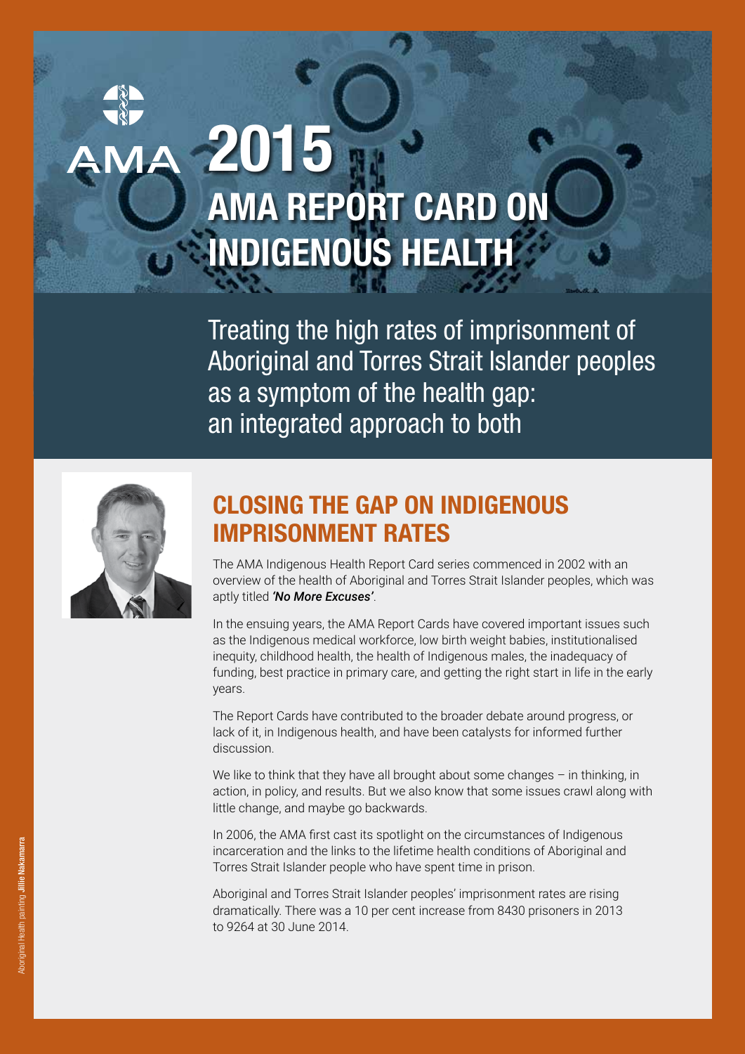AMA

# 2015 AMA REPORT CARD ON INDIGENOUS HEALTH

Treating the high rates of imprisonment of Aboriginal and Torres Strait Islander peoples as a symptom of the health gap: an integrated approach to both

## CLOSING THE GAP ON INDIGENOUS IMPRISONMENT RATES

The AMA Indigenous Health Report Card series commenced in 2002 with an overview of the health of Aboriginal and Torres Strait Islander peoples, which was aptly titled ***'No More Excuses'***.

In the ensuing years, the AMA Report Cards have covered important issues such as the Indigenous medical workforce, low birth weight babies, institutionalised inequity, childhood health, the health of Indigenous males, the inadequacy of funding, best practice in primary care, and getting the right start in life in the early years.

The Report Cards have contributed to the broader debate around progress, or lack of it, in Indigenous health, and have been catalysts for informed further discussion.

We like to think that they have all brought about some changes – in thinking, in action, in policy, and results. But we also know that some issues crawl along with little change, and maybe go backwards.

In 2006, the AMA first cast its spotlight on the circumstances of Indigenous incarceration and the links to the lifetime health conditions of Aboriginal and Torres Strait Islander people who have spent time in prison.

Aboriginal and Torres Strait Islander peoples' imprisonment rates are rising dramatically. There was a 10 per cent increase from 8430 prisoners in 2013 to 9264 at 30 June 2014.

Aboriginal Health painting **Jillie Nakamarra**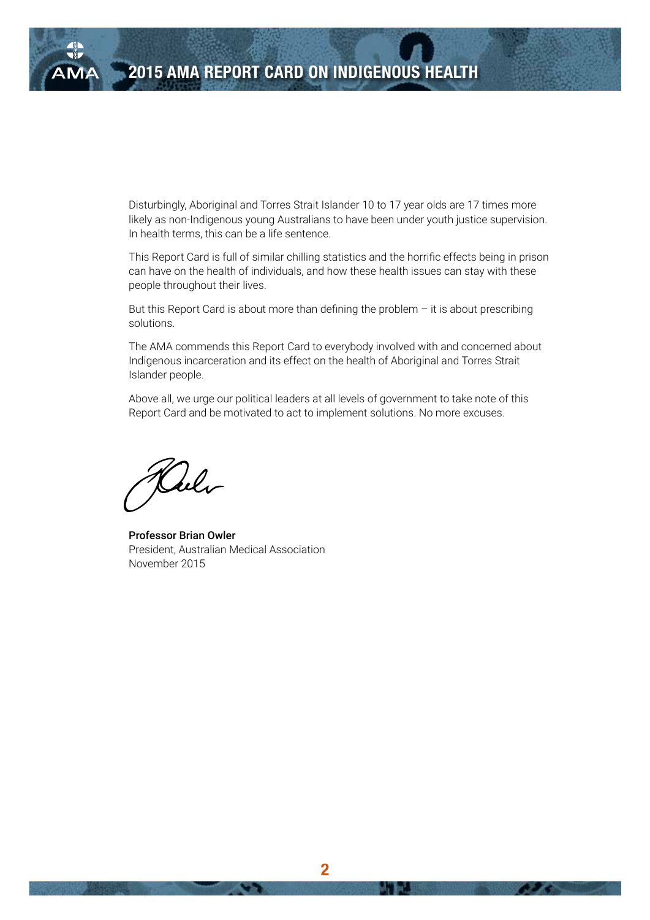Disturbingly, Aboriginal and Torres Strait Islander 10 to 17 year olds are 17 times more likely as non-Indigenous young Australians to have been under youth justice supervision. In health terms, this can be a life sentence.

This Report Card is full of similar chilling statistics and the horrific effects being in prison can have on the health of individuals, and how these health issues can stay with these people throughout their lives.

But this Report Card is about more than defining the problem – it is about prescribing solutions.

The AMA commends this Report Card to everybody involved with and concerned about Indigenous incarceration and its effect on the health of Aboriginal and Torres Strait Islander people.

Above all, we urge our political leaders at all levels of government to take note of this Report Card and be motivated to act to implement solutions. No more excuses.

**Professor Brian Owler**
President, Australian Medical Association
November 2015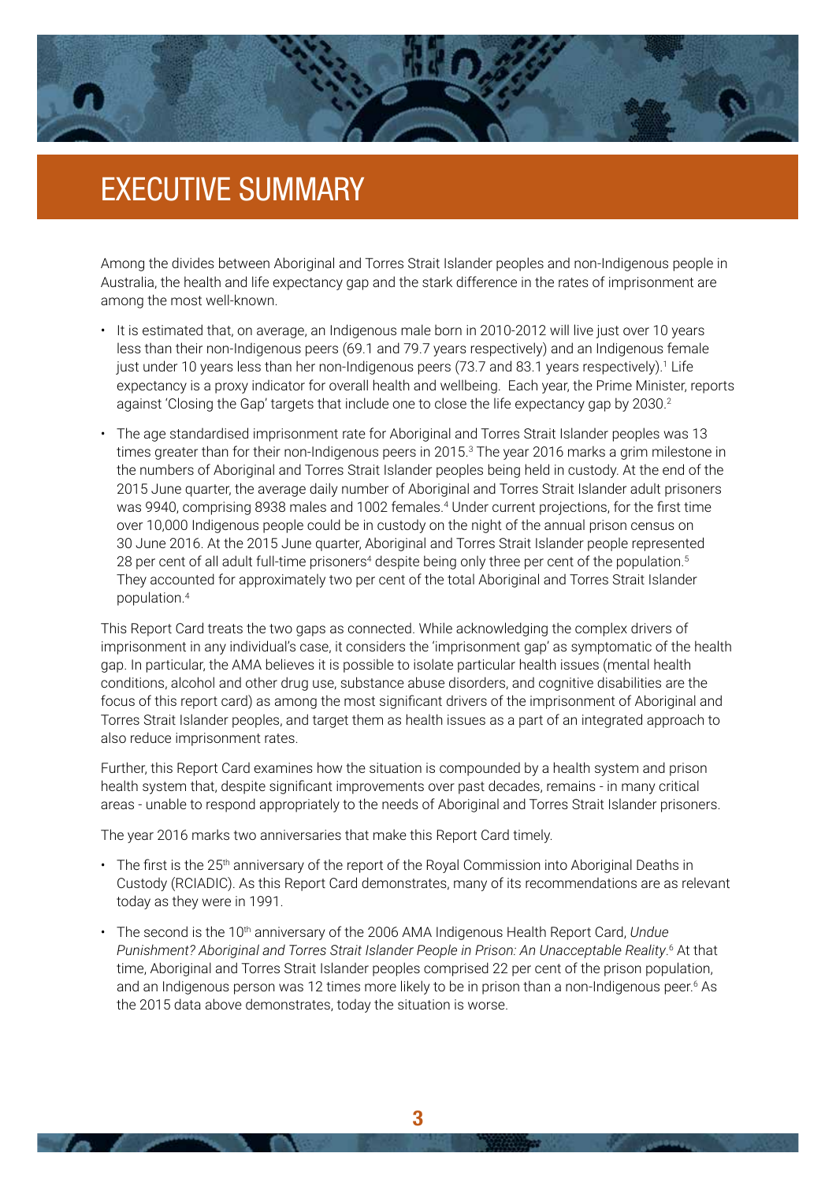# EXECUTIVE SUMMARY

Among the divides between Aboriginal and Torres Strait Islander peoples and non-Indigenous people in Australia, the health and life expectancy gap and the stark difference in the rates of imprisonment are among the most well-known.

- It is estimated that, on average, an Indigenous male born in 2010-2012 will live just over 10 years less than their non-Indigenous peers (69.1 and 79.7 years respectively) and an Indigenous female just under 10 years less than her non-Indigenous peers (73.7 and 83.1 years respectively).[1] Life expectancy is a proxy indicator for overall health and wellbeing. Each year, the Prime Minister, reports against 'Closing the Gap' targets that include one to close the life expectancy gap by 2030.[2]
- The age standardised imprisonment rate for Aboriginal and Torres Strait Islander peoples was 13 times greater than for their non-Indigenous peers in 2015.[3] The year 2016 marks a grim milestone in the numbers of Aboriginal and Torres Strait Islander peoples being held in custody. At the end of the 2015 June quarter, the average daily number of Aboriginal and Torres Strait Islander adult prisoners was 9940, comprising 8938 males and 1002 females.[4] Under current projections, for the first time over 10,000 Indigenous people could be in custody on the night of the annual prison census on 30 June 2016. At the 2015 June quarter, Aboriginal and Torres Strait Islander people represented 28 per cent of all adult full-time prisoners[4] despite being only three per cent of the population.[5] They accounted for approximately two per cent of the total Aboriginal and Torres Strait Islander population.[4]

This Report Card treats the two gaps as connected. While acknowledging the complex drivers of imprisonment in any individual's case, it considers the 'imprisonment gap' as symptomatic of the health gap. In particular, the AMA believes it is possible to isolate particular health issues (mental health conditions, alcohol and other drug use, substance abuse disorders, and cognitive disabilities are the focus of this report card) as among the most significant drivers of the imprisonment of Aboriginal and Torres Strait Islander peoples, and target them as health issues as a part of an integrated approach to also reduce imprisonment rates.

Further, this Report Card examines how the situation is compounded by a health system and prison health system that, despite significant improvements over past decades, remains - in many critical areas - unable to respond appropriately to the needs of Aboriginal and Torres Strait Islander prisoners.

The year 2016 marks two anniversaries that make this Report Card timely.

- The first is the 25th anniversary of the report of the Royal Commission into Aboriginal Deaths in Custody (RCIADIC). As this Report Card demonstrates, many of its recommendations are as relevant today as they were in 1991.
- The second is the 10th anniversary of the 2006 AMA Indigenous Health Report Card, *Undue Punishment? Aboriginal and Torres Strait Islander People in Prison: An Unacceptable Reality*.[6] At that time, Aboriginal and Torres Strait Islander peoples comprised 22 per cent of the prison population, and an Indigenous person was 12 times more likely to be in prison than a non-Indigenous peer.[6] As the 2015 data above demonstrates, today the situation is worse.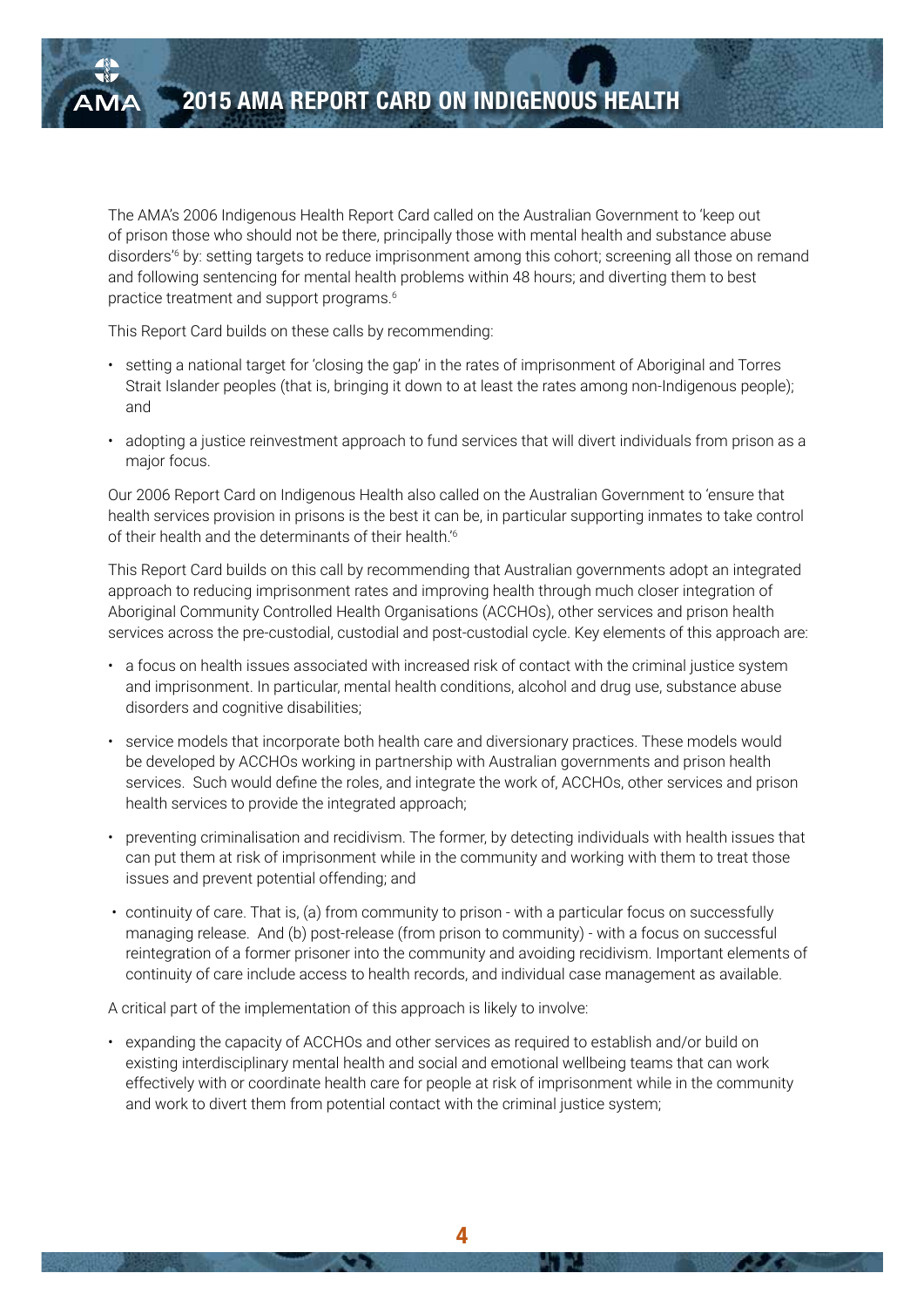The AMA's 2006 Indigenous Health Report Card called on the Australian Government to 'keep out of prison those who should not be there, principally those with mental health and substance abuse disorders'[6] by: setting targets to reduce imprisonment among this cohort; screening all those on remand and following sentencing for mental health problems within 48 hours; and diverting them to best practice treatment and support programs.[6]

This Report Card builds on these calls by recommending:

- setting a national target for 'closing the gap' in the rates of imprisonment of Aboriginal and Torres Strait Islander peoples (that is, bringing it down to at least the rates among non-Indigenous people); and
- adopting a justice reinvestment approach to fund services that will divert individuals from prison as a major focus.

Our 2006 Report Card on Indigenous Health also called on the Australian Government to 'ensure that health services provision in prisons is the best it can be, in particular supporting inmates to take control of their health and the determinants of their health.'[6]

This Report Card builds on this call by recommending that Australian governments adopt an integrated approach to reducing imprisonment rates and improving health through much closer integration of Aboriginal Community Controlled Health Organisations (ACCHOs), other services and prison health services across the pre-custodial, custodial and post-custodial cycle. Key elements of this approach are:

- a focus on health issues associated with increased risk of contact with the criminal justice system and imprisonment. In particular, mental health conditions, alcohol and drug use, substance abuse disorders and cognitive disabilities;
- service models that incorporate both health care and diversionary practices. These models would be developed by ACCHOs working in partnership with Australian governments and prison health services. Such would define the roles, and integrate the work of, ACCHOs, other services and prison health services to provide the integrated approach;
- preventing criminalisation and recidivism. The former, by detecting individuals with health issues that can put them at risk of imprisonment while in the community and working with them to treat those issues and prevent potential offending; and
- continuity of care. That is, (a) from community to prison - with a particular focus on successfully managing release. And (b) post-release (from prison to community) - with a focus on successful reintegration of a former prisoner into the community and avoiding recidivism. Important elements of continuity of care include access to health records, and individual case management as available.

A critical part of the implementation of this approach is likely to involve:

- expanding the capacity of ACCHOs and other services as required to establish and/or build on existing interdisciplinary mental health and social and emotional wellbeing teams that can work effectively with or coordinate health care for people at risk of imprisonment while in the community and work to divert them from potential contact with the criminal justice system;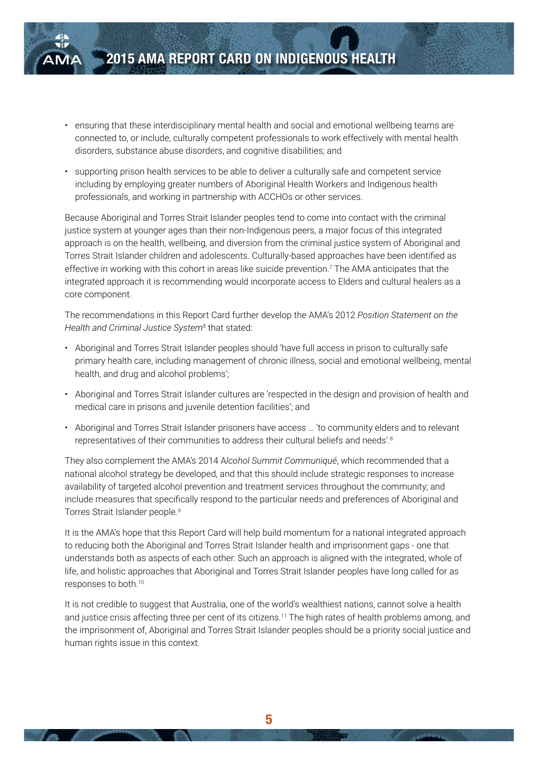- ensuring that these interdisciplinary mental health and social and emotional wellbeing teams are connected to, or include, culturally competent professionals to work effectively with mental health disorders, substance abuse disorders, and cognitive disabilities; and
- supporting prison health services to be able to deliver a culturally safe and competent service including by employing greater numbers of Aboriginal Health Workers and Indigenous health professionals, and working in partnership with ACCHOs or other services.

Because Aboriginal and Torres Strait Islander peoples tend to come into contact with the criminal justice system at younger ages than their non-Indigenous peers, a major focus of this integrated approach is on the health, wellbeing, and diversion from the criminal justice system of Aboriginal and Torres Strait Islander children and adolescents. Culturally-based approaches have been identified as effective in working with this cohort in areas like suicide prevention.[7] The AMA anticipates that the integrated approach it is recommending would incorporate access to Elders and cultural healers as a core component.

The recommendations in this Report Card further develop the AMA's 2012 *Position Statement on the Health and Criminal Justice System*[8] that stated:

- Aboriginal and Torres Strait Islander peoples should 'have full access in prison to culturally safe primary health care, including management of chronic illness, social and emotional wellbeing, mental health, and drug and alcohol problems';
- Aboriginal and Torres Strait Islander cultures are 'respected in the design and provision of health and medical care in prisons and juvenile detention facilities'; and
- Aboriginal and Torres Strait Islander prisoners have access … 'to community elders and to relevant representatives of their communities to address their cultural beliefs and needs'.[8]

They also complement the AMA's 2014 A*lcohol Summit Communiqué*, which recommended that a national alcohol strategy be developed, and that this should include strategic responses to increase availability of targeted alcohol prevention and treatment services throughout the community; and include measures that specifically respond to the particular needs and preferences of Aboriginal and Torres Strait Islander people.[9]

It is the AMA's hope that this Report Card will help build momentum for a national integrated approach to reducing both the Aboriginal and Torres Strait Islander health and imprisonment gaps - one that understands both as aspects of each other. Such an approach is aligned with the integrated, whole of life, and holistic approaches that Aboriginal and Torres Strait Islander peoples have long called for as responses to both.[10]

It is not credible to suggest that Australia, one of the world's wealthiest nations, cannot solve a health and justice crisis affecting three per cent of its citizens.[11] The high rates of health problems among, and the imprisonment of, Aboriginal and Torres Strait Islander peoples should be a priority social justice and human rights issue in this context.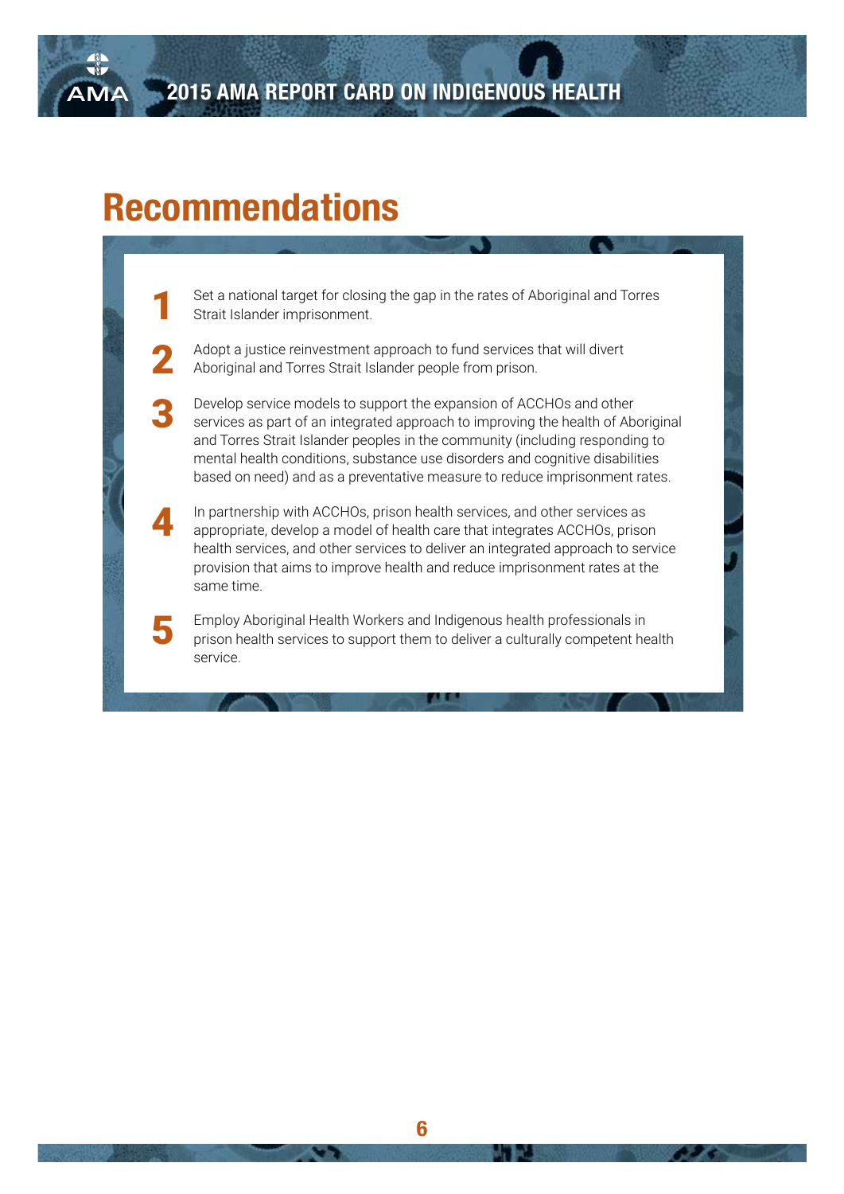# Recommendations

1. Set a national target for closing the gap in the rates of Aboriginal and Torres Strait Islander imprisonment.

2. Adopt a justice reinvestment approach to fund services that will divert Aboriginal and Torres Strait Islander people from prison.

3. Develop service models to support the expansion of ACCHOs and other services as part of an integrated approach to improving the health of Aboriginal and Torres Strait Islander peoples in the community (including responding to mental health conditions, substance use disorders and cognitive disabilities based on need) and as a preventative measure to reduce imprisonment rates.

4. In partnership with ACCHOs, prison health services, and other services as appropriate, develop a model of health care that integrates ACCHOs, prison health services, and other services to deliver an integrated approach to service provision that aims to improve health and reduce imprisonment rates at the same time.

5. Employ Aboriginal Health Workers and Indigenous health professionals in prison health services to support them to deliver a culturally competent health service.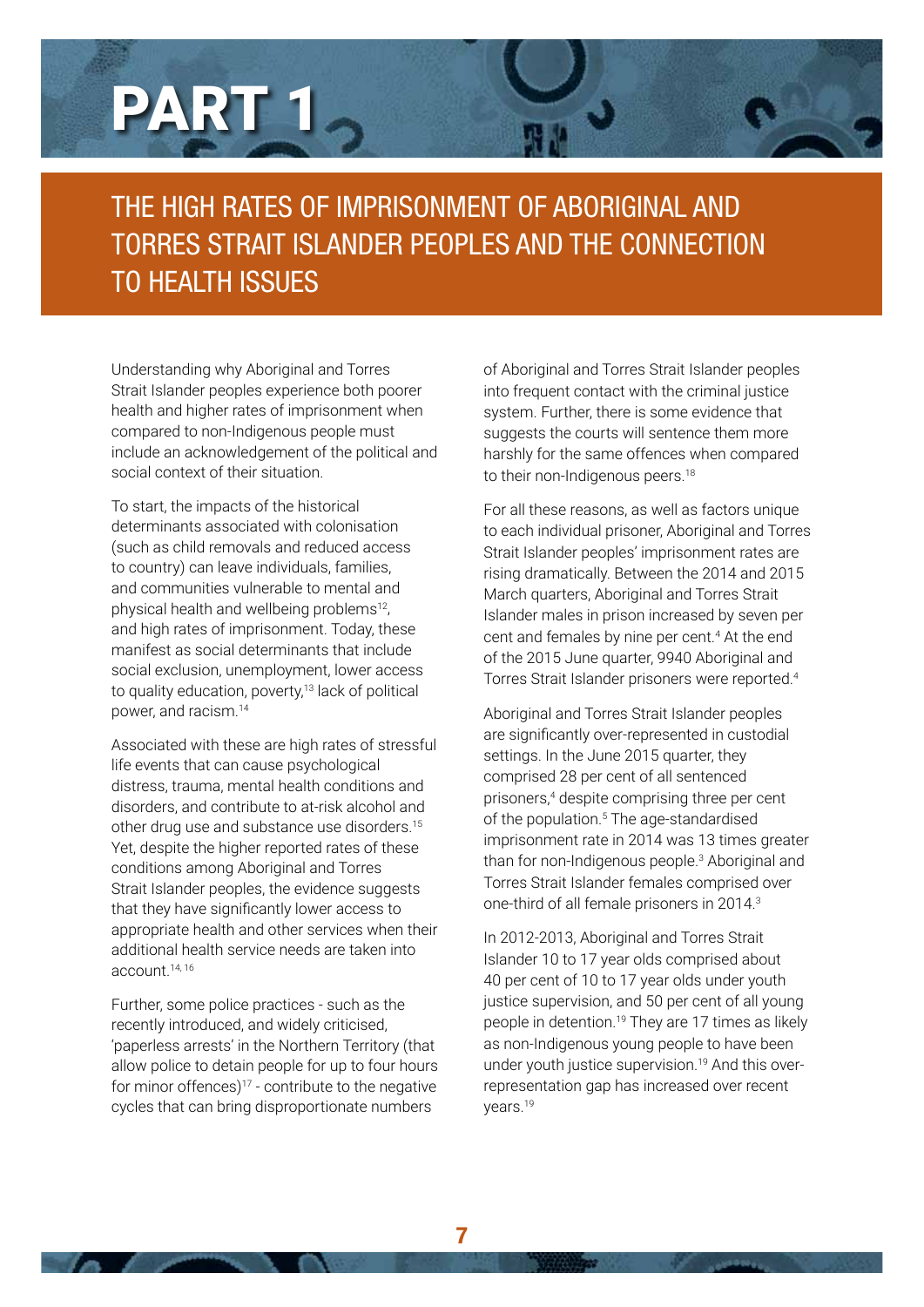# PART 1

## THE HIGH RATES OF IMPRISONMENT OF ABORIGINAL AND TORRES STRAIT ISLANDER PEOPLES AND THE CONNECTION TO HEALTH ISSUES

Understanding why Aboriginal and Torres Strait Islander peoples experience both poorer health and higher rates of imprisonment when compared to non-Indigenous people must include an acknowledgement of the political and social context of their situation.

To start, the impacts of the historical determinants associated with colonisation (such as child removals and reduced access to country) can leave individuals, families, and communities vulnerable to mental and physical health and wellbeing problems[12], and high rates of imprisonment. Today, these manifest as social determinants that include social exclusion, unemployment, lower access to quality education, poverty,[13] lack of political power, and racism.[14]

Associated with these are high rates of stressful life events that can cause psychological distress, trauma, mental health conditions and disorders, and contribute to at-risk alcohol and other drug use and substance use disorders.[15] Yet, despite the higher reported rates of these conditions among Aboriginal and Torres Strait Islander peoples, the evidence suggests that they have significantly lower access to appropriate health and other services when their additional health service needs are taken into account.[14, 16]

Further, some police practices - such as the recently introduced, and widely criticised, 'paperless arrests' in the Northern Territory (that allow police to detain people for up to four hours for minor offences)[17] - contribute to the negative cycles that can bring disproportionate numbers of Aboriginal and Torres Strait Islander peoples into frequent contact with the criminal justice system. Further, there is some evidence that suggests the courts will sentence them more harshly for the same offences when compared to their non-Indigenous peers.[18]

For all these reasons, as well as factors unique to each individual prisoner, Aboriginal and Torres Strait Islander peoples' imprisonment rates are rising dramatically. Between the 2014 and 2015 March quarters, Aboriginal and Torres Strait Islander males in prison increased by seven per cent and females by nine per cent.[4] At the end of the 2015 June quarter, 9940 Aboriginal and Torres Strait Islander prisoners were reported.[4]

Aboriginal and Torres Strait Islander peoples are significantly over-represented in custodial settings. In the June 2015 quarter, they comprised 28 per cent of all sentenced prisoners,[4] despite comprising three per cent of the population.[5] The age-standardised imprisonment rate in 2014 was 13 times greater than for non-Indigenous people.[3] Aboriginal and Torres Strait Islander females comprised over one-third of all female prisoners in 2014.[3]

In 2012-2013, Aboriginal and Torres Strait Islander 10 to 17 year olds comprised about 40 per cent of 10 to 17 year olds under youth justice supervision, and 50 per cent of all young people in detention.[19] They are 17 times as likely as non-Indigenous young people to have been under youth justice supervision.[19] And this over-representation gap has increased over recent years.[19]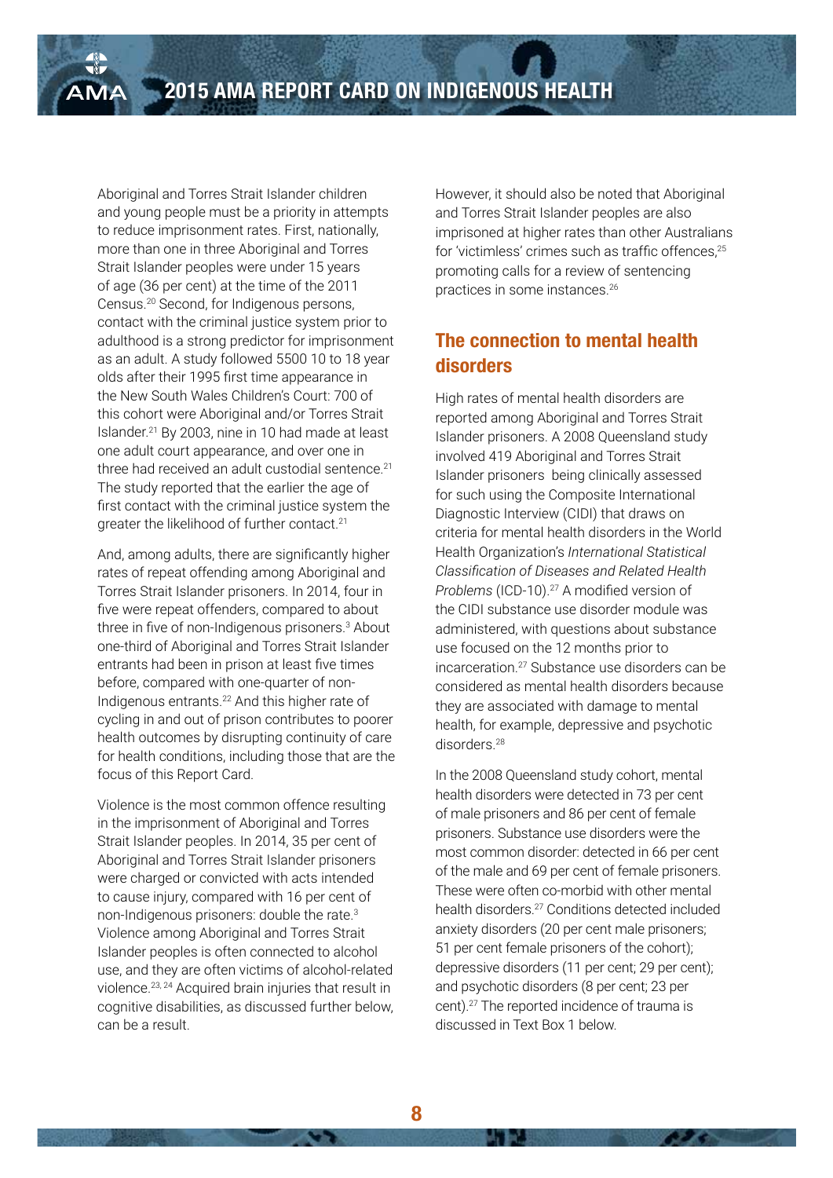Aboriginal and Torres Strait Islander children and young people must be a priority in attempts to reduce imprisonment rates. First, nationally, more than one in three Aboriginal and Torres Strait Islander peoples were under 15 years of age (36 per cent) at the time of the 2011 Census.[20] Second, for Indigenous persons, contact with the criminal justice system prior to adulthood is a strong predictor for imprisonment as an adult. A study followed 5500 10 to 18 year olds after their 1995 first time appearance in the New South Wales Children's Court: 700 of this cohort were Aboriginal and/or Torres Strait Islander.[21] By 2003, nine in 10 had made at least one adult court appearance, and over one in three had received an adult custodial sentence.[21] The study reported that the earlier the age of first contact with the criminal justice system the greater the likelihood of further contact.[21]

And, among adults, there are significantly higher rates of repeat offending among Aboriginal and Torres Strait Islander prisoners. In 2014, four in five were repeat offenders, compared to about three in five of non-Indigenous prisoners.[3] About one-third of Aboriginal and Torres Strait Islander entrants had been in prison at least five times before, compared with one-quarter of non-Indigenous entrants.[22] And this higher rate of cycling in and out of prison contributes to poorer health outcomes by disrupting continuity of care for health conditions, including those that are the focus of this Report Card.

Violence is the most common offence resulting in the imprisonment of Aboriginal and Torres Strait Islander peoples. In 2014, 35 per cent of Aboriginal and Torres Strait Islander prisoners were charged or convicted with acts intended to cause injury, compared with 16 per cent of non-Indigenous prisoners: double the rate.[3] Violence among Aboriginal and Torres Strait Islander peoples is often connected to alcohol use, and they are often victims of alcohol-related violence.[23, 24] Acquired brain injuries that result in cognitive disabilities, as discussed further below, can be a result.

However, it should also be noted that Aboriginal and Torres Strait Islander peoples are also imprisoned at higher rates than other Australians for 'victimless' crimes such as traffic offences,[25] promoting calls for a review of sentencing practices in some instances.[26]

## The connection to mental health disorders

High rates of mental health disorders are reported among Aboriginal and Torres Strait Islander prisoners. A 2008 Queensland study involved 419 Aboriginal and Torres Strait Islander prisoners being clinically assessed for such using the Composite International Diagnostic Interview (CIDI) that draws on criteria for mental health disorders in the World Health Organization's *International Statistical Classification of Diseases and Related Health Problems* (ICD-10).[27] A modified version of the CIDI substance use disorder module was administered, with questions about substance use focused on the 12 months prior to incarceration.[27] Substance use disorders can be considered as mental health disorders because they are associated with damage to mental health, for example, depressive and psychotic disorders.[28]

In the 2008 Queensland study cohort, mental health disorders were detected in 73 per cent of male prisoners and 86 per cent of female prisoners. Substance use disorders were the most common disorder: detected in 66 per cent of the male and 69 per cent of female prisoners. These were often co-morbid with other mental health disorders.[27] Conditions detected included anxiety disorders (20 per cent male prisoners; 51 per cent female prisoners of the cohort); depressive disorders (11 per cent; 29 per cent); and psychotic disorders (8 per cent; 23 per cent).[27] The reported incidence of trauma is discussed in Text Box 1 below.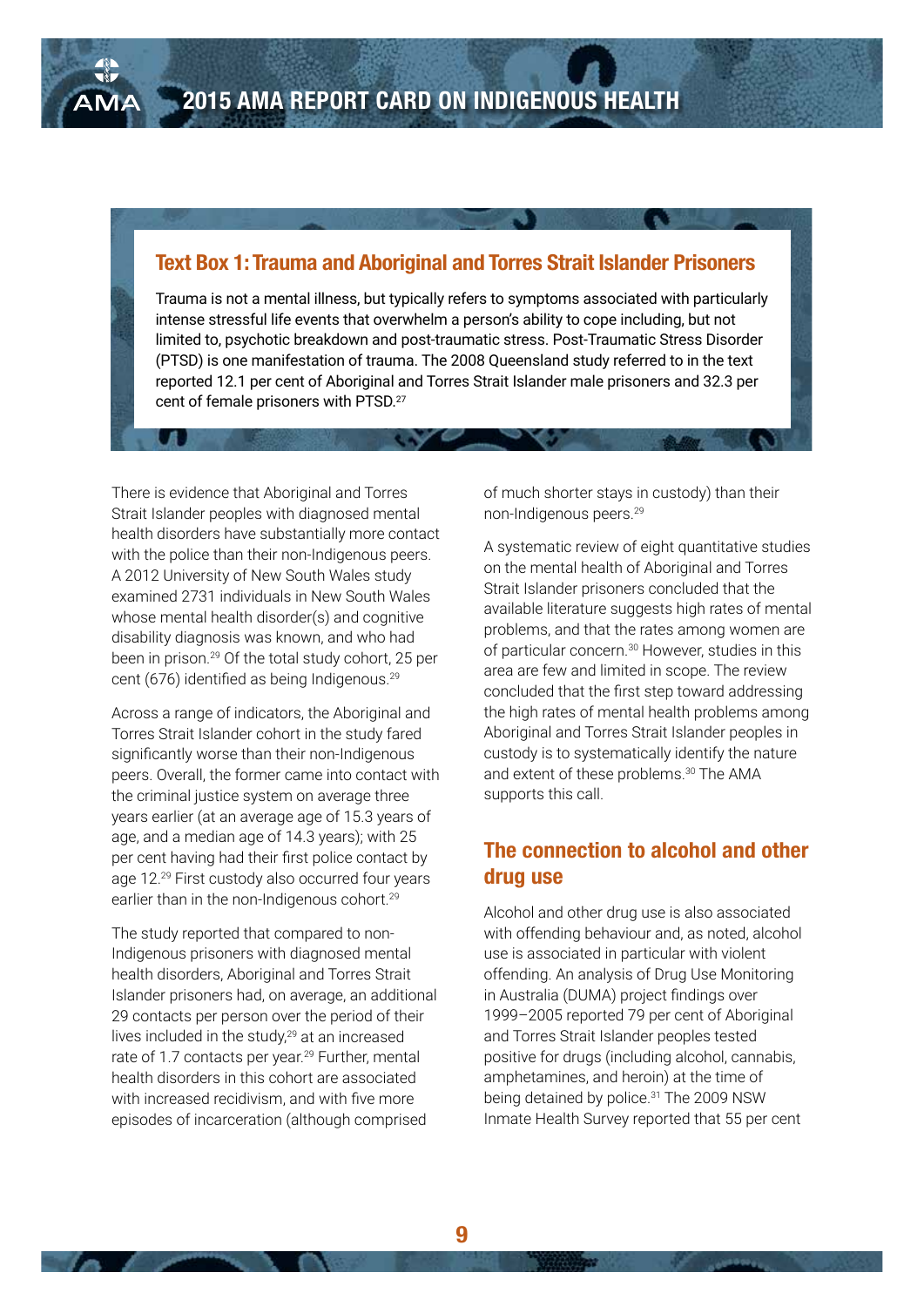### Text Box 1: Trauma and Aboriginal and Torres Strait Islander Prisoners

Trauma is not a mental illness, but typically refers to symptoms associated with particularly intense stressful life events that overwhelm a person's ability to cope including, but not limited to, psychotic breakdown and post-traumatic stress. Post-Traumatic Stress Disorder (PTSD) is one manifestation of trauma. The 2008 Queensland study referred to in the text reported 12.1 per cent of Aboriginal and Torres Strait Islander male prisoners and 32.3 per cent of female prisoners with PTSD.[27]

There is evidence that Aboriginal and Torres Strait Islander peoples with diagnosed mental health disorders have substantially more contact with the police than their non-Indigenous peers. A 2012 University of New South Wales study examined 2731 individuals in New South Wales whose mental health disorder(s) and cognitive disability diagnosis was known, and who had been in prison.[29] Of the total study cohort, 25 per cent (676) identified as being Indigenous.[29]

Across a range of indicators, the Aboriginal and Torres Strait Islander cohort in the study fared significantly worse than their non-Indigenous peers. Overall, the former came into contact with the criminal justice system on average three years earlier (at an average age of 15.3 years of age, and a median age of 14.3 years); with 25 per cent having had their first police contact by age 12.[29] First custody also occurred four years earlier than in the non-Indigenous cohort.[29]

The study reported that compared to non-Indigenous prisoners with diagnosed mental health disorders, Aboriginal and Torres Strait Islander prisoners had, on average, an additional 29 contacts per person over the period of their lives included in the study,[29] at an increased rate of 1.7 contacts per year.[29] Further, mental health disorders in this cohort are associated with increased recidivism, and with five more episodes of incarceration (although comprised of much shorter stays in custody) than their non-Indigenous peers.[29]

A systematic review of eight quantitative studies on the mental health of Aboriginal and Torres Strait Islander prisoners concluded that the available literature suggests high rates of mental problems, and that the rates among women are of particular concern.[30] However, studies in this area are few and limited in scope. The review concluded that the first step toward addressing the high rates of mental health problems among Aboriginal and Torres Strait Islander peoples in custody is to systematically identify the nature and extent of these problems.[30] The AMA supports this call.

## The connection to alcohol and other drug use

Alcohol and other drug use is also associated with offending behaviour and, as noted, alcohol use is associated in particular with violent offending. An analysis of Drug Use Monitoring in Australia (DUMA) project findings over 1999–2005 reported 79 per cent of Aboriginal and Torres Strait Islander peoples tested positive for drugs (including alcohol, cannabis, amphetamines, and heroin) at the time of being detained by police.[31] The 2009 NSW Inmate Health Survey reported that 55 per cent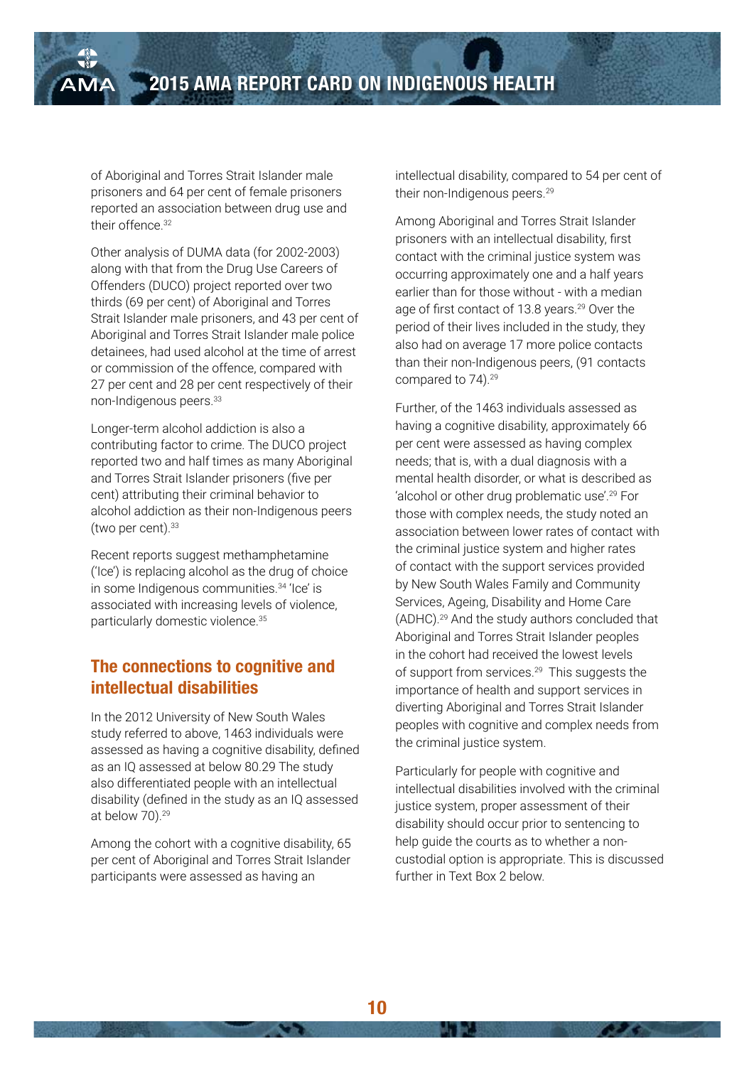of Aboriginal and Torres Strait Islander male prisoners and 64 per cent of female prisoners reported an association between drug use and their offence.[32]

Other analysis of DUMA data (for 2002-2003) along with that from the Drug Use Careers of Offenders (DUCO) project reported over two thirds (69 per cent) of Aboriginal and Torres Strait Islander male prisoners, and 43 per cent of Aboriginal and Torres Strait Islander male police detainees, had used alcohol at the time of arrest or commission of the offence, compared with 27 per cent and 28 per cent respectively of their non-Indigenous peers.[33]

Longer-term alcohol addiction is also a contributing factor to crime. The DUCO project reported two and half times as many Aboriginal and Torres Strait Islander prisoners (five per cent) attributing their criminal behavior to alcohol addiction as their non-Indigenous peers (two per cent).[33]

Recent reports suggest methamphetamine ('Ice') is replacing alcohol as the drug of choice in some Indigenous communities.[34] 'Ice' is associated with increasing levels of violence, particularly domestic violence.[35]

## The connections to cognitive and intellectual disabilities

In the 2012 University of New South Wales study referred to above, 1463 individuals were assessed as having a cognitive disability, defined as an IQ assessed at below 80.[29] The study also differentiated people with an intellectual disability (defined in the study as an IQ assessed at below 70).[29]

Among the cohort with a cognitive disability, 65 per cent of Aboriginal and Torres Strait Islander participants were assessed as having an intellectual disability, compared to 54 per cent of their non-Indigenous peers.[29]

Among Aboriginal and Torres Strait Islander prisoners with an intellectual disability, first contact with the criminal justice system was occurring approximately one and a half years earlier than for those without - with a median age of first contact of 13.8 years.[29] Over the period of their lives included in the study, they also had on average 17 more police contacts than their non-Indigenous peers, (91 contacts compared to 74).[29]

Further, of the 1463 individuals assessed as having a cognitive disability, approximately 66 per cent were assessed as having complex needs; that is, with a dual diagnosis with a mental health disorder, or what is described as 'alcohol or other drug problematic use'.[29] For those with complex needs, the study noted an association between lower rates of contact with the criminal justice system and higher rates of contact with the support services provided by New South Wales Family and Community Services, Ageing, Disability and Home Care (ADHC).[29] And the study authors concluded that Aboriginal and Torres Strait Islander peoples in the cohort had received the lowest levels of support from services.[29] This suggests the importance of health and support services in diverting Aboriginal and Torres Strait Islander peoples with cognitive and complex needs from the criminal justice system.

Particularly for people with cognitive and intellectual disabilities involved with the criminal justice system, proper assessment of their disability should occur prior to sentencing to help guide the courts as to whether a non-custodial option is appropriate. This is discussed further in Text Box 2 below.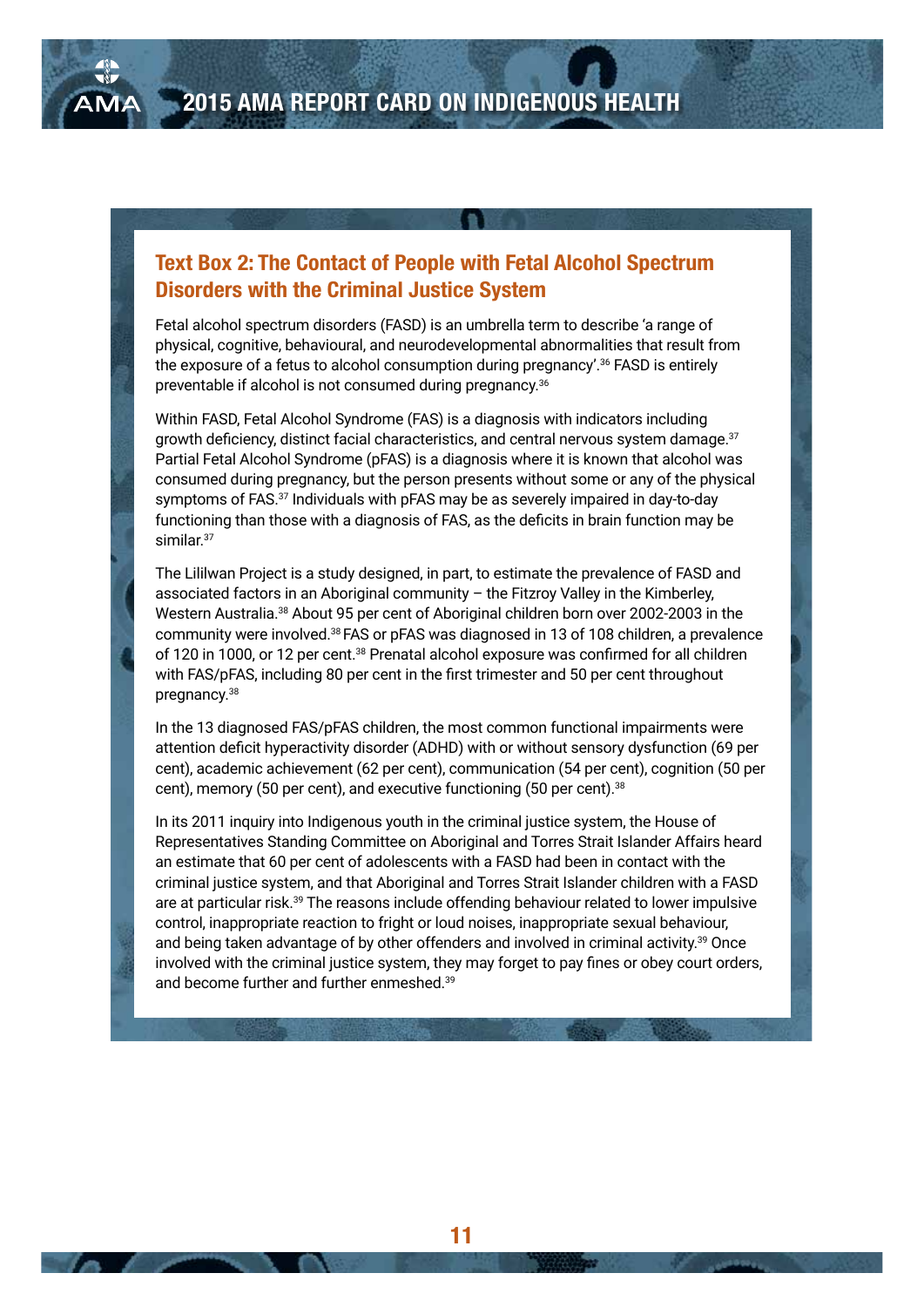### Text Box 2: The Contact of People with Fetal Alcohol Spectrum Disorders with the Criminal Justice System

Fetal alcohol spectrum disorders (FASD) is an umbrella term to describe 'a range of physical, cognitive, behavioural, and neurodevelopmental abnormalities that result from the exposure of a fetus to alcohol consumption during pregnancy'.[36] FASD is entirely preventable if alcohol is not consumed during pregnancy.[36]

Within FASD, Fetal Alcohol Syndrome (FAS) is a diagnosis with indicators including growth deficiency, distinct facial characteristics, and central nervous system damage.[37] Partial Fetal Alcohol Syndrome (pFAS) is a diagnosis where it is known that alcohol was consumed during pregnancy, but the person presents without some or any of the physical symptoms of FAS.[37] Individuals with pFAS may be as severely impaired in day-to-day functioning than those with a diagnosis of FAS, as the deficits in brain function may be similar.[37]

The Lililwan Project is a study designed, in part, to estimate the prevalence of FASD and associated factors in an Aboriginal community – the Fitzroy Valley in the Kimberley, Western Australia.[38] About 95 per cent of Aboriginal children born over 2002-2003 in the community were involved.[38] FAS or pFAS was diagnosed in 13 of 108 children, a prevalence of 120 in 1000, or 12 per cent.[38] Prenatal alcohol exposure was confirmed for all children with FAS/pFAS, including 80 per cent in the first trimester and 50 per cent throughout pregnancy.[38]

In the 13 diagnosed FAS/pFAS children, the most common functional impairments were attention deficit hyperactivity disorder (ADHD) with or without sensory dysfunction (69 per cent), academic achievement (62 per cent), communication (54 per cent), cognition (50 per cent), memory (50 per cent), and executive functioning (50 per cent).[38]

In its 2011 inquiry into Indigenous youth in the criminal justice system, the House of Representatives Standing Committee on Aboriginal and Torres Strait Islander Affairs heard an estimate that 60 per cent of adolescents with a FASD had been in contact with the criminal justice system, and that Aboriginal and Torres Strait Islander children with a FASD are at particular risk.[39] The reasons include offending behaviour related to lower impulsive control, inappropriate reaction to fright or loud noises, inappropriate sexual behaviour, and being taken advantage of by other offenders and involved in criminal activity.[39] Once involved with the criminal justice system, they may forget to pay fines or obey court orders, and become further and further enmeshed.[39]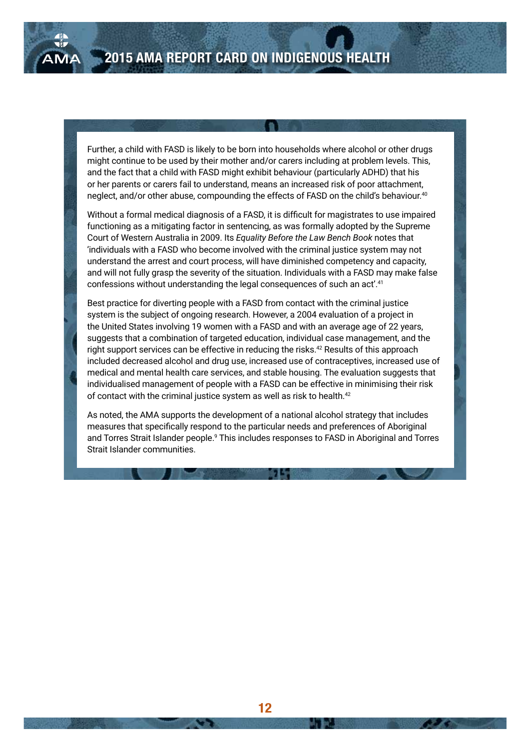Further, a child with FASD is likely to be born into households where alcohol or other drugs might continue to be used by their mother and/or carers including at problem levels. This, and the fact that a child with FASD might exhibit behaviour (particularly ADHD) that his or her parents or carers fail to understand, means an increased risk of poor attachment, neglect, and/or other abuse, compounding the effects of FASD on the child's behaviour.[40]

Without a formal medical diagnosis of a FASD, it is difficult for magistrates to use impaired functioning as a mitigating factor in sentencing, as was formally adopted by the Supreme Court of Western Australia in 2009. Its *Equality Before the Law Bench Book* notes that 'individuals with a FASD who become involved with the criminal justice system may not understand the arrest and court process, will have diminished competency and capacity, and will not fully grasp the severity of the situation. Individuals with a FASD may make false confessions without understanding the legal consequences of such an act'.[41]

Best practice for diverting people with a FASD from contact with the criminal justice system is the subject of ongoing research. However, a 2004 evaluation of a project in the United States involving 19 women with a FASD and with an average age of 22 years, suggests that a combination of targeted education, individual case management, and the right support services can be effective in reducing the risks.[42] Results of this approach included decreased alcohol and drug use, increased use of contraceptives, increased use of medical and mental health care services, and stable housing. The evaluation suggests that individualised management of people with a FASD can be effective in minimising their risk of contact with the criminal justice system as well as risk to health.[42]

As noted, the AMA supports the development of a national alcohol strategy that includes measures that specifically respond to the particular needs and preferences of Aboriginal and Torres Strait Islander people.[9] This includes responses to FASD in Aboriginal and Torres Strait Islander communities.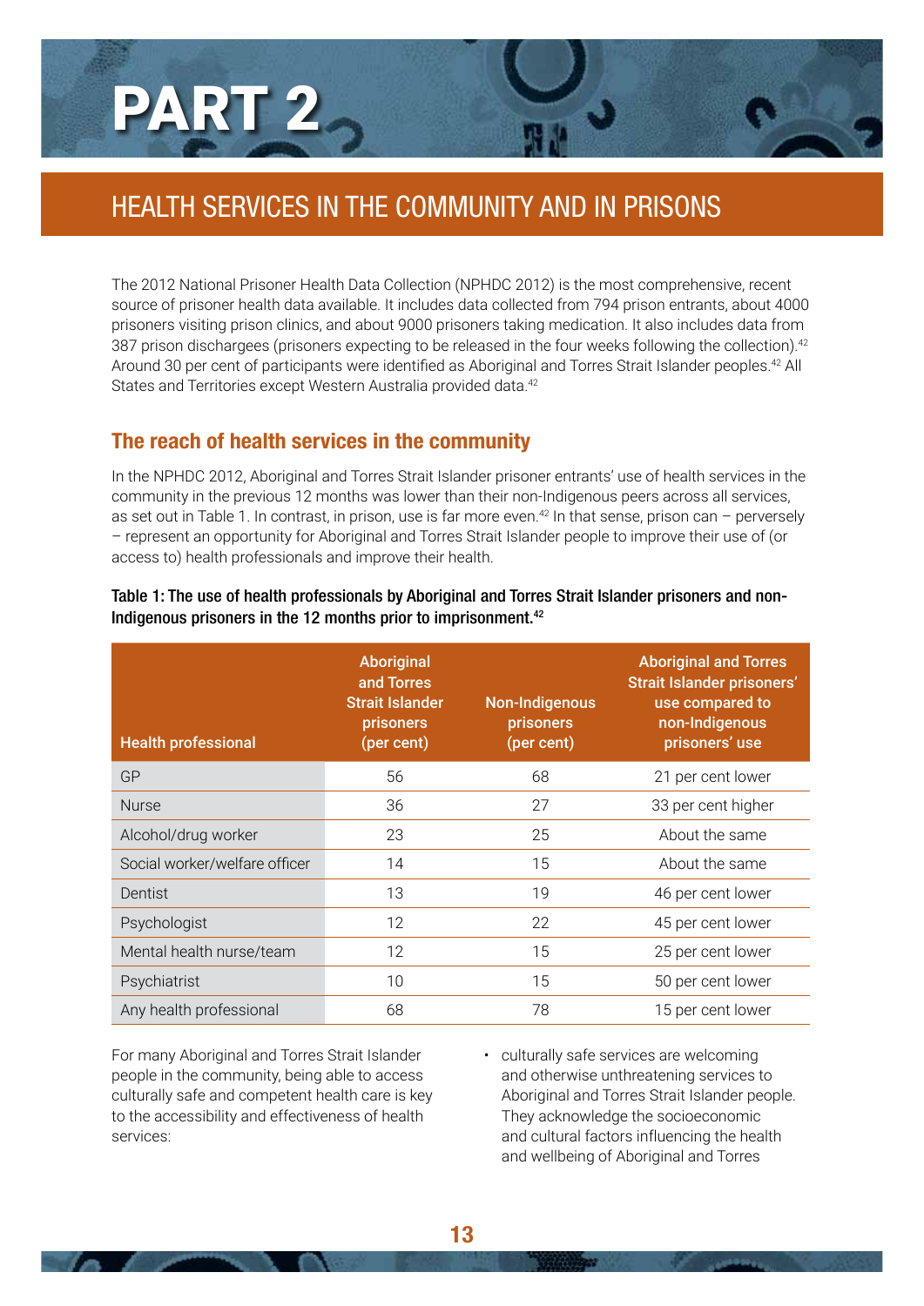# PART 2

## HEALTH SERVICES IN THE COMMUNITY AND IN PRISONS

The 2012 National Prisoner Health Data Collection (NPHDC 2012) is the most comprehensive, recent source of prisoner health data available. It includes data collected from 794 prison entrants, about 4000 prisoners visiting prison clinics, and about 9000 prisoners taking medication. It also includes data from 387 prison dischargees (prisoners expecting to be released in the four weeks following the collection).[42] Around 30 per cent of participants were identified as Aboriginal and Torres Strait Islander peoples.[42] All States and Territories except Western Australia provided data.[42]

### The reach of health services in the community

In the NPHDC 2012, Aboriginal and Torres Strait Islander prisoner entrants' use of health services in the community in the previous 12 months was lower than their non-Indigenous peers across all services, as set out in Table 1. In contrast, in prison, use is far more even.[42] In that sense, prison can – perversely – represent an opportunity for Aboriginal and Torres Strait Islander people to improve their use of (or access to) health professionals and improve their health.

**Table 1: The use of health professionals by Aboriginal and Torres Strait Islander prisoners and non-Indigenous prisoners in the 12 months prior to imprisonment.[42]**

| Health professional | Aboriginal and Torres Strait Islander prisoners (per cent) | Non-Indigenous prisoners (per cent) | Aboriginal and Torres Strait Islander prisoners' use compared to non-Indigenous prisoners' use |
|---|---|---|---|
| GP | 56 | 68 | 21 per cent lower |
| Nurse | 36 | 27 | 33 per cent higher |
| Alcohol/drug worker | 23 | 25 | About the same |
| Social worker/welfare officer | 14 | 15 | About the same |
| Dentist | 13 | 19 | 46 per cent lower |
| Psychologist | 12 | 22 | 45 per cent lower |
| Mental health nurse/team | 12 | 15 | 25 per cent lower |
| Psychiatrist | 10 | 15 | 50 per cent lower |
| Any health professional | 68 | 78 | 15 per cent lower |

For many Aboriginal and Torres Strait Islander people in the community, being able to access culturally safe and competent health care is key to the accessibility and effectiveness of health services:

- culturally safe services are welcoming and otherwise unthreatening services to Aboriginal and Torres Strait Islander people. They acknowledge the socioeconomic and cultural factors influencing the health and wellbeing of Aboriginal and Torres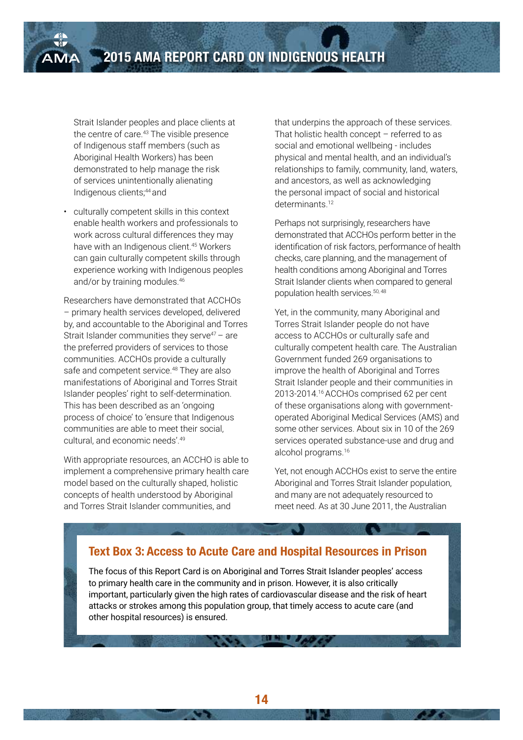Strait Islander peoples and place clients at the centre of care.[43] The visible presence of Indigenous staff members (such as Aboriginal Health Workers) has been demonstrated to help manage the risk of services unintentionally alienating Indigenous clients;[44] and

- culturally competent skills in this context enable health workers and professionals to work across cultural differences they may have with an Indigenous client.[45] Workers can gain culturally competent skills through experience working with Indigenous peoples and/or by training modules.[46]

Researchers have demonstrated that ACCHOs – primary health services developed, delivered by, and accountable to the Aboriginal and Torres Strait Islander communities they serve[47] – are the preferred providers of services to those communities. ACCHOs provide a culturally safe and competent service.[48] They are also manifestations of Aboriginal and Torres Strait Islander peoples' right to self-determination. This has been described as an 'ongoing process of choice' to 'ensure that Indigenous communities are able to meet their social, cultural, and economic needs'.[49]

With appropriate resources, an ACCHO is able to implement a comprehensive primary health care model based on the culturally shaped, holistic concepts of health understood by Aboriginal and Torres Strait Islander communities, and that underpins the approach of these services. That holistic health concept – referred to as social and emotional wellbeing - includes physical and mental health, and an individual's relationships to family, community, land, waters, and ancestors, as well as acknowledging the personal impact of social and historical determinants.[12]

Perhaps not surprisingly, researchers have demonstrated that ACCHOs perform better in the identification of risk factors, performance of health checks, care planning, and the management of health conditions among Aboriginal and Torres Strait Islander clients when compared to general population health services.[50, 48]

Yet, in the community, many Aboriginal and Torres Strait Islander people do not have access to ACCHOs or culturally safe and culturally competent health care. The Australian Government funded 269 organisations to improve the health of Aboriginal and Torres Strait Islander people and their communities in 2013-2014.[16] ACCHOs comprised 62 per cent of these organisations along with government-operated Aboriginal Medical Services (AMS) and some other services. About six in 10 of the 269 services operated substance-use and drug and alcohol programs.[16]

Yet, not enough ACCHOs exist to serve the entire Aboriginal and Torres Strait Islander population, and many are not adequately resourced to meet need. As at 30 June 2011, the Australian

### Text Box 3: Access to Acute Care and Hospital Resources in Prison

The focus of this Report Card is on Aboriginal and Torres Strait Islander peoples' access to primary health care in the community and in prison. However, it is also critically important, particularly given the high rates of cardiovascular disease and the risk of heart attacks or strokes among this population group, that timely access to acute care (and other hospital resources) is ensured.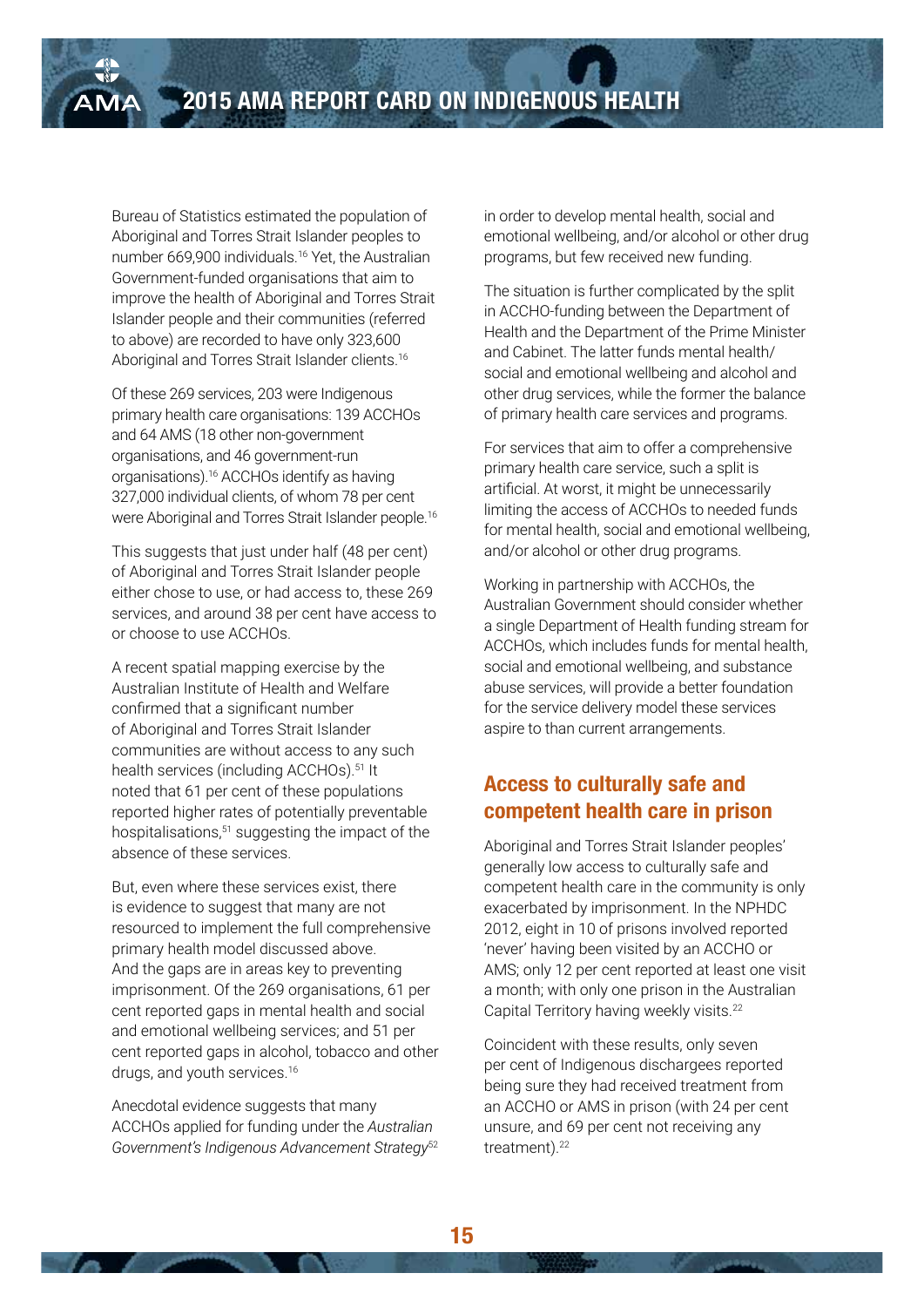Bureau of Statistics estimated the population of Aboriginal and Torres Strait Islander peoples to number 669,900 individuals.[16] Yet, the Australian Government-funded organisations that aim to improve the health of Aboriginal and Torres Strait Islander people and their communities (referred to above) are recorded to have only 323,600 Aboriginal and Torres Strait Islander clients.[16]

Of these 269 services, 203 were Indigenous primary health care organisations: 139 ACCHOs and 64 AMS (18 other non-government organisations, and 46 government-run organisations).[16] ACCHOs identify as having 327,000 individual clients, of whom 78 per cent were Aboriginal and Torres Strait Islander people.[16]

This suggests that just under half (48 per cent) of Aboriginal and Torres Strait Islander people either chose to use, or had access to, these 269 services, and around 38 per cent have access to or choose to use ACCHOs.

A recent spatial mapping exercise by the Australian Institute of Health and Welfare confirmed that a significant number of Aboriginal and Torres Strait Islander communities are without access to any such health services (including ACCHOs).[51] It noted that 61 per cent of these populations reported higher rates of potentially preventable hospitalisations,[51] suggesting the impact of the absence of these services.

But, even where these services exist, there is evidence to suggest that many are not resourced to implement the full comprehensive primary health model discussed above. And the gaps are in areas key to preventing imprisonment. Of the 269 organisations, 61 per cent reported gaps in mental health and social and emotional wellbeing services; and 51 per cent reported gaps in alcohol, tobacco and other drugs, and youth services.[16]

Anecdotal evidence suggests that many ACCHOs applied for funding under the *Australian Government's Indigenous Advancement Strategy*[52] in order to develop mental health, social and emotional wellbeing, and/or alcohol or other drug programs, but few received new funding.

The situation is further complicated by the split in ACCHO-funding between the Department of Health and the Department of the Prime Minister and Cabinet. The latter funds mental health/social and emotional wellbeing and alcohol and other drug services, while the former the balance of primary health care services and programs.

For services that aim to offer a comprehensive primary health care service, such a split is artificial. At worst, it might be unnecessarily limiting the access of ACCHOs to needed funds for mental health, social and emotional wellbeing, and/or alcohol or other drug programs.

Working in partnership with ACCHOs, the Australian Government should consider whether a single Department of Health funding stream for ACCHOs, which includes funds for mental health, social and emotional wellbeing, and substance abuse services, will provide a better foundation for the service delivery model these services aspire to than current arrangements.

## Access to culturally safe and competent health care in prison

Aboriginal and Torres Strait Islander peoples' generally low access to culturally safe and competent health care in the community is only exacerbated by imprisonment. In the NPHDC 2012, eight in 10 of prisons involved reported 'never' having been visited by an ACCHO or AMS; only 12 per cent reported at least one visit a month; with only one prison in the Australian Capital Territory having weekly visits.[22]

Coincident with these results, only seven per cent of Indigenous dischargees reported being sure they had received treatment from an ACCHO or AMS in prison (with 24 per cent unsure, and 69 per cent not receiving any treatment).[22]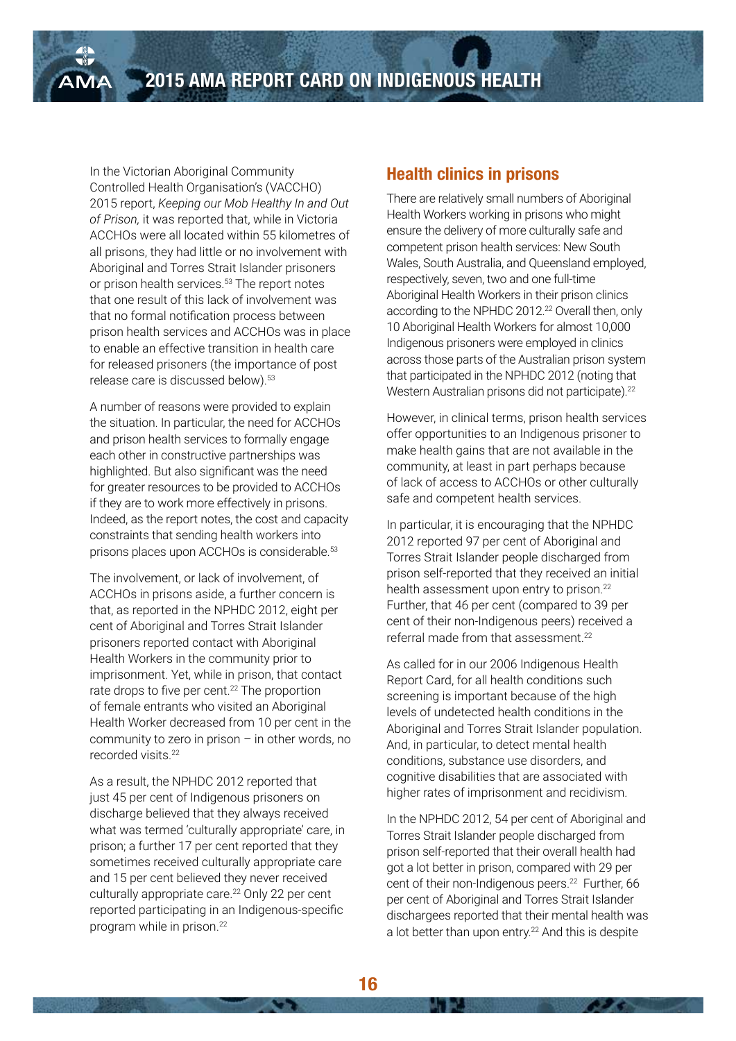In the Victorian Aboriginal Community Controlled Health Organisation's (VACCHO) 2015 report, *Keeping our Mob Healthy In and Out of Prison,* it was reported that, while in Victoria ACCHOs were all located within 55 kilometres of all prisons, they had little or no involvement with Aboriginal and Torres Strait Islander prisoners or prison health services.[53] The report notes that one result of this lack of involvement was that no formal notification process between prison health services and ACCHOs was in place to enable an effective transition in health care for released prisoners (the importance of post release care is discussed below).[53]

A number of reasons were provided to explain the situation. In particular, the need for ACCHOs and prison health services to formally engage each other in constructive partnerships was highlighted. But also significant was the need for greater resources to be provided to ACCHOs if they are to work more effectively in prisons. Indeed, as the report notes, the cost and capacity constraints that sending health workers into prisons places upon ACCHOs is considerable.[53]

The involvement, or lack of involvement, of ACCHOs in prisons aside, a further concern is that, as reported in the NPHDC 2012, eight per cent of Aboriginal and Torres Strait Islander prisoners reported contact with Aboriginal Health Workers in the community prior to imprisonment. Yet, while in prison, that contact rate drops to five per cent.[22] The proportion of female entrants who visited an Aboriginal Health Worker decreased from 10 per cent in the community to zero in prison – in other words, no recorded visits.[22]

As a result, the NPHDC 2012 reported that just 45 per cent of Indigenous prisoners on discharge believed that they always received what was termed 'culturally appropriate' care, in prison; a further 17 per cent reported that they sometimes received culturally appropriate care and 15 per cent believed they never received culturally appropriate care.[22] Only 22 per cent reported participating in an Indigenous-specific program while in prison.[22]

## Health clinics in prisons

There are relatively small numbers of Aboriginal Health Workers working in prisons who might ensure the delivery of more culturally safe and competent prison health services: New South Wales, South Australia, and Queensland employed, respectively, seven, two and one full-time Aboriginal Health Workers in their prison clinics according to the NPHDC 2012.[22] Overall then, only 10 Aboriginal Health Workers for almost 10,000 Indigenous prisoners were employed in clinics across those parts of the Australian prison system that participated in the NPHDC 2012 (noting that Western Australian prisons did not participate).[22]

However, in clinical terms, prison health services offer opportunities to an Indigenous prisoner to make health gains that are not available in the community, at least in part perhaps because of lack of access to ACCHOs or other culturally safe and competent health services.

In particular, it is encouraging that the NPHDC 2012 reported 97 per cent of Aboriginal and Torres Strait Islander people discharged from prison self-reported that they received an initial health assessment upon entry to prison.[22] Further, that 46 per cent (compared to 39 per cent of their non-Indigenous peers) received a referral made from that assessment.[22]

As called for in our 2006 Indigenous Health Report Card, for all health conditions such screening is important because of the high levels of undetected health conditions in the Aboriginal and Torres Strait Islander population. And, in particular, to detect mental health conditions, substance use disorders, and cognitive disabilities that are associated with higher rates of imprisonment and recidivism.

In the NPHDC 2012, 54 per cent of Aboriginal and Torres Strait Islander people discharged from prison self-reported that their overall health had got a lot better in prison, compared with 29 per cent of their non-Indigenous peers.[22] Further, 66 per cent of Aboriginal and Torres Strait Islander dischargees reported that their mental health was a lot better than upon entry.[22] And this is despite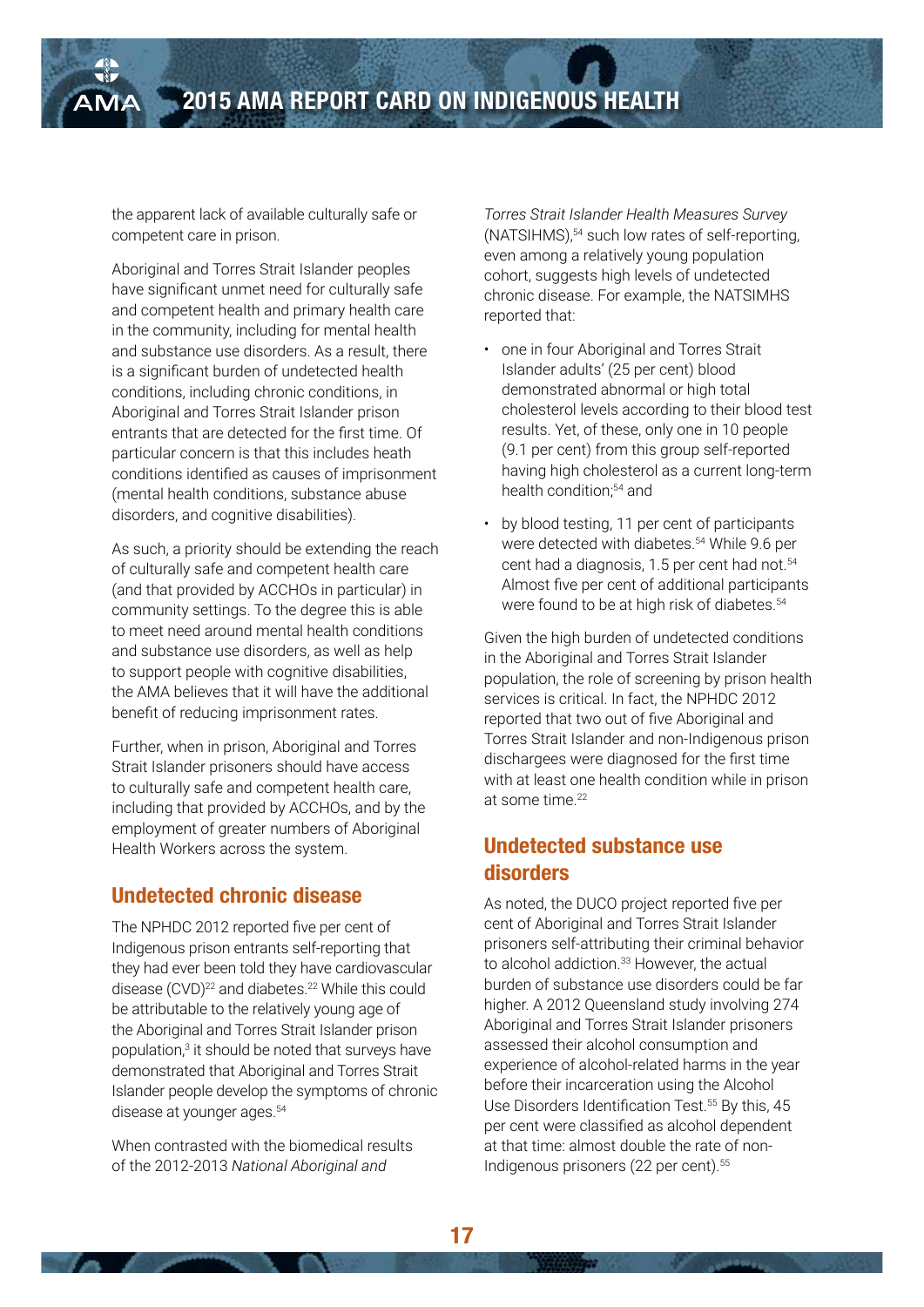the apparent lack of available culturally safe or competent care in prison.

Aboriginal and Torres Strait Islander peoples have significant unmet need for culturally safe and competent health and primary health care in the community, including for mental health and substance use disorders. As a result, there is a significant burden of undetected health conditions, including chronic conditions, in Aboriginal and Torres Strait Islander prison entrants that are detected for the first time. Of particular concern is that this includes heath conditions identified as causes of imprisonment (mental health conditions, substance abuse disorders, and cognitive disabilities).

As such, a priority should be extending the reach of culturally safe and competent health care (and that provided by ACCHOs in particular) in community settings. To the degree this is able to meet need around mental health conditions and substance use disorders, as well as help to support people with cognitive disabilities, the AMA believes that it will have the additional benefit of reducing imprisonment rates.

Further, when in prison, Aboriginal and Torres Strait Islander prisoners should have access to culturally safe and competent health care, including that provided by ACCHOs, and by the employment of greater numbers of Aboriginal Health Workers across the system.

## Undetected chronic disease

The NPHDC 2012 reported five per cent of Indigenous prison entrants self-reporting that they had ever been told they have cardiovascular disease (CVD)[22] and diabetes.[22] While this could be attributable to the relatively young age of the Aboriginal and Torres Strait Islander prison population,[3] it should be noted that surveys have demonstrated that Aboriginal and Torres Strait Islander people develop the symptoms of chronic disease at younger ages.[54]

When contrasted with the biomedical results of the 2012-2013 *National Aboriginal and Torres Strait Islander Health Measures Survey* (NATSIHMS),[54] such low rates of self-reporting, even among a relatively young population cohort, suggests high levels of undetected chronic disease. For example, the NATSIMHS reported that:

- one in four Aboriginal and Torres Strait Islander adults' (25 per cent) blood demonstrated abnormal or high total cholesterol levels according to their blood test results. Yet, of these, only one in 10 people (9.1 per cent) from this group self-reported having high cholesterol as a current long-term health condition;[54] and
- by blood testing, 11 per cent of participants were detected with diabetes.[54] While 9.6 per cent had a diagnosis, 1.5 per cent had not.[54] Almost five per cent of additional participants were found to be at high risk of diabetes.[54]

Given the high burden of undetected conditions in the Aboriginal and Torres Strait Islander population, the role of screening by prison health services is critical. In fact, the NPHDC 2012 reported that two out of five Aboriginal and Torres Strait Islander and non-Indigenous prison dischargees were diagnosed for the first time with at least one health condition while in prison at some time.[22]

## Undetected substance use disorders

As noted, the DUCO project reported five per cent of Aboriginal and Torres Strait Islander prisoners self-attributing their criminal behavior to alcohol addiction.[33] However, the actual burden of substance use disorders could be far higher. A 2012 Queensland study involving 274 Aboriginal and Torres Strait Islander prisoners assessed their alcohol consumption and experience of alcohol-related harms in the year before their incarceration using the Alcohol Use Disorders Identification Test.[55] By this, 45 per cent were classified as alcohol dependent at that time: almost double the rate of non-Indigenous prisoners (22 per cent).[55]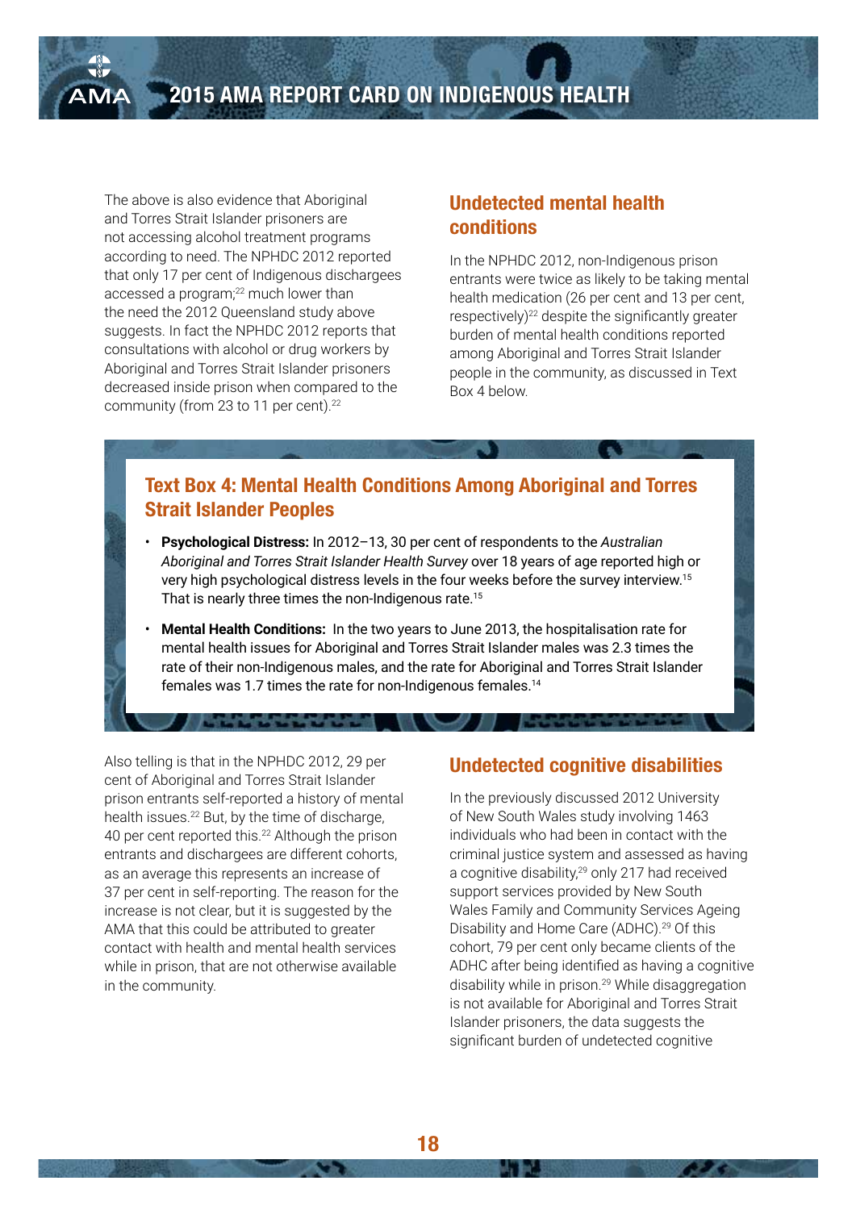The above is also evidence that Aboriginal and Torres Strait Islander prisoners are not accessing alcohol treatment programs according to need. The NPHDC 2012 reported that only 17 per cent of Indigenous dischargees accessed a program;[22] much lower than the need the 2012 Queensland study above suggests. In fact the NPHDC 2012 reports that consultations with alcohol or drug workers by Aboriginal and Torres Strait Islander prisoners decreased inside prison when compared to the community (from 23 to 11 per cent).[22]

## Undetected mental health conditions

In the NPHDC 2012, non-Indigenous prison entrants were twice as likely to be taking mental health medication (26 per cent and 13 per cent, respectively)[22] despite the significantly greater burden of mental health conditions reported among Aboriginal and Torres Strait Islander people in the community, as discussed in Text Box 4 below.

### Text Box 4: Mental Health Conditions Among Aboriginal and Torres Strait Islander Peoples

- **Psychological Distress:** In 2012–13, 30 per cent of respondents to the *Australian Aboriginal and Torres Strait Islander Health Survey* over 18 years of age reported high or very high psychological distress levels in the four weeks before the survey interview.[15] That is nearly three times the non-Indigenous rate.[15]
- **Mental Health Conditions:** In the two years to June 2013, the hospitalisation rate for mental health issues for Aboriginal and Torres Strait Islander males was 2.3 times the rate of their non-Indigenous males, and the rate for Aboriginal and Torres Strait Islander females was 1.7 times the rate for non-Indigenous females.[14]

Also telling is that in the NPHDC 2012, 29 per cent of Aboriginal and Torres Strait Islander prison entrants self-reported a history of mental health issues.[22] But, by the time of discharge, 40 per cent reported this.[22] Although the prison entrants and dischargees are different cohorts, as an average this represents an increase of 37 per cent in self-reporting. The reason for the increase is not clear, but it is suggested by the AMA that this could be attributed to greater contact with health and mental health services while in prison, that are not otherwise available in the community.

## Undetected cognitive disabilities

In the previously discussed 2012 University of New South Wales study involving 1463 individuals who had been in contact with the criminal justice system and assessed as having a cognitive disability,[29] only 217 had received support services provided by New South Wales Family and Community Services Ageing Disability and Home Care (ADHC).[29] Of this cohort, 79 per cent only became clients of the ADHC after being identified as having a cognitive disability while in prison.[29] While disaggregation is not available for Aboriginal and Torres Strait Islander prisoners, the data suggests the significant burden of undetected cognitive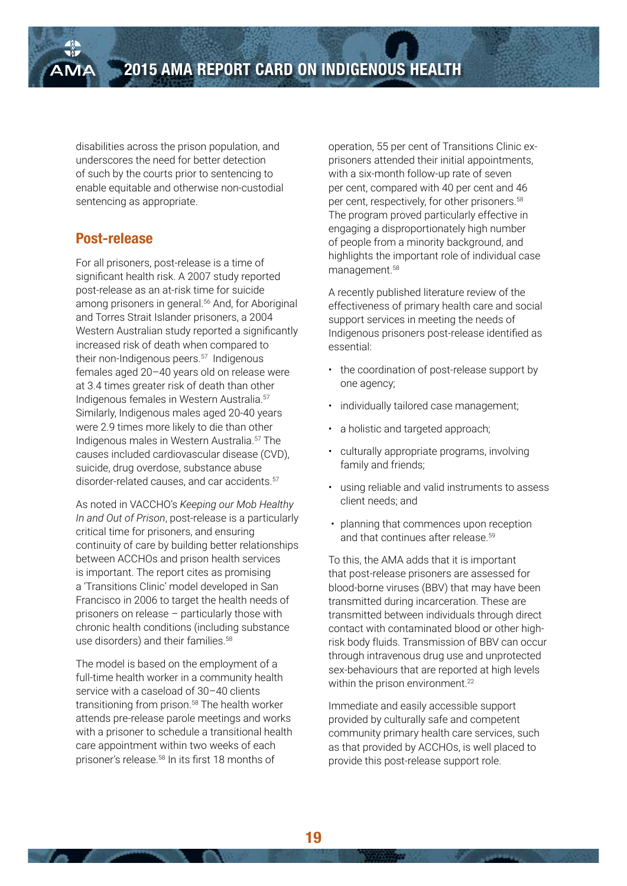disabilities across the prison population, and underscores the need for better detection of such by the courts prior to sentencing to enable equitable and otherwise non-custodial sentencing as appropriate.

## Post-release

For all prisoners, post-release is a time of significant health risk. A 2007 study reported post-release as an at-risk time for suicide among prisoners in general.[56] And, for Aboriginal and Torres Strait Islander prisoners, a 2004 Western Australian study reported a significantly increased risk of death when compared to their non-Indigenous peers.[57] Indigenous females aged 20–40 years old on release were at 3.4 times greater risk of death than other Indigenous females in Western Australia.[57] Similarly, Indigenous males aged 20-40 years were 2.9 times more likely to die than other Indigenous males in Western Australia.[57] The causes included cardiovascular disease (CVD), suicide, drug overdose, substance abuse disorder-related causes, and car accidents.[57]

As noted in VACCHO's *Keeping our Mob Healthy In and Out of Prison*, post-release is a particularly critical time for prisoners, and ensuring continuity of care by building better relationships between ACCHOs and prison health services is important. The report cites as promising a 'Transitions Clinic' model developed in San Francisco in 2006 to target the health needs of prisoners on release – particularly those with chronic health conditions (including substance use disorders) and their families.[58]

The model is based on the employment of a full-time health worker in a community health service with a caseload of 30–40 clients transitioning from prison.[58] The health worker attends pre-release parole meetings and works with a prisoner to schedule a transitional health care appointment within two weeks of each prisoner's release.[58] In its first 18 months of operation, 55 per cent of Transitions Clinic ex-prisoners attended their initial appointments, with a six-month follow-up rate of seven per cent, compared with 40 per cent and 46 per cent, respectively, for other prisoners.[58] The program proved particularly effective in engaging a disproportionately high number of people from a minority background, and highlights the important role of individual case management.[58]

A recently published literature review of the effectiveness of primary health care and social support services in meeting the needs of Indigenous prisoners post-release identified as essential:

- the coordination of post-release support by one agency;
- individually tailored case management;
- a holistic and targeted approach;
- culturally appropriate programs, involving family and friends;
- using reliable and valid instruments to assess client needs; and
- planning that commences upon reception and that continues after release.[59]

To this, the AMA adds that it is important that post-release prisoners are assessed for blood-borne viruses (BBV) that may have been transmitted during incarceration. These are transmitted between individuals through direct contact with contaminated blood or other high-risk body fluids. Transmission of BBV can occur through intravenous drug use and unprotected sex-behaviours that are reported at high levels within the prison environment.[22]

Immediate and easily accessible support provided by culturally safe and competent community primary health care services, such as that provided by ACCHOs, is well placed to provide this post-release support role.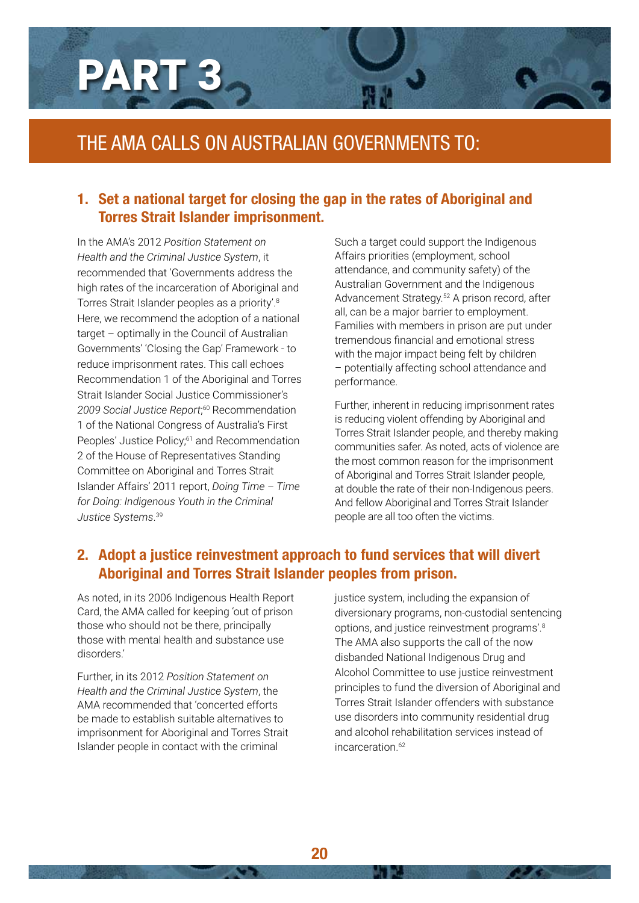# PART 3

## THE AMA CALLS ON AUSTRALIAN GOVERNMENTS TO:

### 1. Set a national target for closing the gap in the rates of Aboriginal and Torres Strait Islander imprisonment.

In the AMA's 2012 *Position Statement on Health and the Criminal Justice System*, it recommended that 'Governments address the high rates of the incarceration of Aboriginal and Torres Strait Islander peoples as a priority'.[8] Here, we recommend the adoption of a national target – optimally in the Council of Australian Governments' 'Closing the Gap' Framework - to reduce imprisonment rates. This call echoes Recommendation 1 of the Aboriginal and Torres Strait Islander Social Justice Commissioner's *2009 Social Justice Report*;[60] Recommendation 1 of the National Congress of Australia's First Peoples' Justice Policy;[61] and Recommendation 2 of the House of Representatives Standing Committee on Aboriginal and Torres Strait Islander Affairs' 2011 report, *Doing Time – Time for Doing: Indigenous Youth in the Criminal Justice Systems*.[39]

Such a target could support the Indigenous Affairs priorities (employment, school attendance, and community safety) of the Australian Government and the Indigenous Advancement Strategy.[52] A prison record, after all, can be a major barrier to employment. Families with members in prison are put under tremendous financial and emotional stress with the major impact being felt by children – potentially affecting school attendance and performance.

Further, inherent in reducing imprisonment rates is reducing violent offending by Aboriginal and Torres Strait Islander people, and thereby making communities safer. As noted, acts of violence are the most common reason for the imprisonment of Aboriginal and Torres Strait Islander people, at double the rate of their non-Indigenous peers. And fellow Aboriginal and Torres Strait Islander people are all too often the victims.

### 2. Adopt a justice reinvestment approach to fund services that will divert Aboriginal and Torres Strait Islander peoples from prison.

As noted, in its 2006 Indigenous Health Report Card, the AMA called for keeping 'out of prison those who should not be there, principally those with mental health and substance use disorders.'

Further, in its 2012 *Position Statement on Health and the Criminal Justice System*, the AMA recommended that 'concerted efforts be made to establish suitable alternatives to imprisonment for Aboriginal and Torres Strait Islander people in contact with the criminal justice system, including the expansion of diversionary programs, non-custodial sentencing options, and justice reinvestment programs'.[8] The AMA also supports the call of the now disbanded National Indigenous Drug and Alcohol Committee to use justice reinvestment principles to fund the diversion of Aboriginal and Torres Strait Islander offenders with substance use disorders into community residential drug and alcohol rehabilitation services instead of incarceration.[62]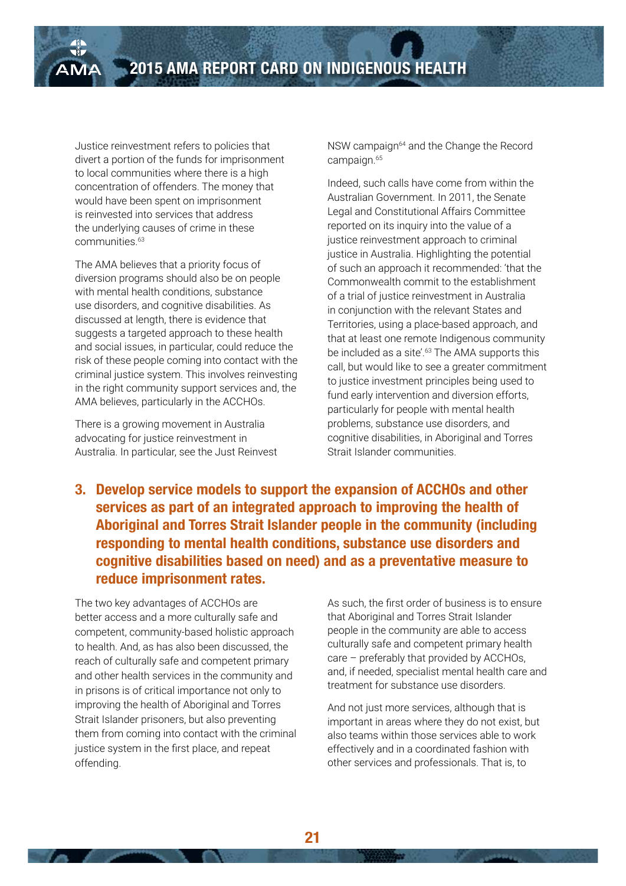Justice reinvestment refers to policies that divert a portion of the funds for imprisonment to local communities where there is a high concentration of offenders. The money that would have been spent on imprisonment is reinvested into services that address the underlying causes of crime in these communities.[63]

The AMA believes that a priority focus of diversion programs should also be on people with mental health conditions, substance use disorders, and cognitive disabilities. As discussed at length, there is evidence that suggests a targeted approach to these health and social issues, in particular, could reduce the risk of these people coming into contact with the criminal justice system. This involves reinvesting in the right community support services and, the AMA believes, particularly in the ACCHOs.

There is a growing movement in Australia advocating for justice reinvestment in Australia. In particular, see the Just Reinvest NSW campaign[64] and the Change the Record campaign.[65]

Indeed, such calls have come from within the Australian Government. In 2011, the Senate Legal and Constitutional Affairs Committee reported on its inquiry into the value of a justice reinvestment approach to criminal justice in Australia. Highlighting the potential of such an approach it recommended: 'that the Commonwealth commit to the establishment of a trial of justice reinvestment in Australia in conjunction with the relevant States and Territories, using a place-based approach, and that at least one remote Indigenous community be included as a site'.[63] The AMA supports this call, but would like to see a greater commitment to justice investment principles being used to fund early intervention and diversion efforts, particularly for people with mental health problems, substance use disorders, and cognitive disabilities, in Aboriginal and Torres Strait Islander communities.

## 3. Develop service models to support the expansion of ACCHOs and other services as part of an integrated approach to improving the health of Aboriginal and Torres Strait Islander people in the community (including responding to mental health conditions, substance use disorders and cognitive disabilities based on need) and as a preventative measure to reduce imprisonment rates.

The two key advantages of ACCHOs are better access and a more culturally safe and competent, community-based holistic approach to health. And, as has also been discussed, the reach of culturally safe and competent primary and other health services in the community and in prisons is of critical importance not only to improving the health of Aboriginal and Torres Strait Islander prisoners, but also preventing them from coming into contact with the criminal justice system in the first place, and repeat offending.

As such, the first order of business is to ensure that Aboriginal and Torres Strait Islander people in the community are able to access culturally safe and competent primary health care – preferably that provided by ACCHOs, and, if needed, specialist mental health care and treatment for substance use disorders.

And not just more services, although that is important in areas where they do not exist, but also teams within those services able to work effectively and in a coordinated fashion with other services and professionals. That is, to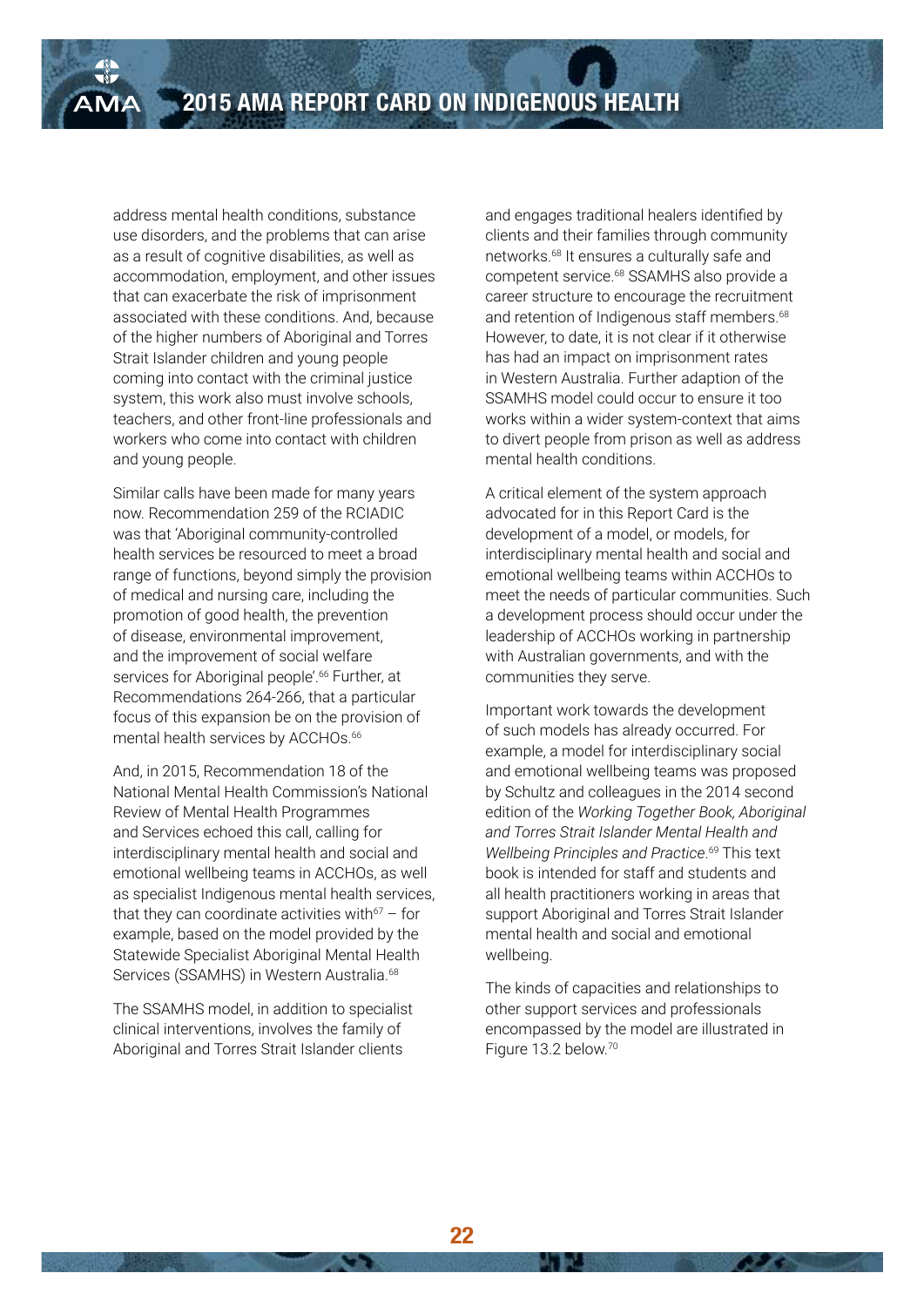address mental health conditions, substance use disorders, and the problems that can arise as a result of cognitive disabilities, as well as accommodation, employment, and other issues that can exacerbate the risk of imprisonment associated with these conditions. And, because of the higher numbers of Aboriginal and Torres Strait Islander children and young people coming into contact with the criminal justice system, this work also must involve schools, teachers, and other front-line professionals and workers who come into contact with children and young people.

Similar calls have been made for many years now. Recommendation 259 of the RCIADIC was that 'Aboriginal community-controlled health services be resourced to meet a broad range of functions, beyond simply the provision of medical and nursing care, including the promotion of good health, the prevention of disease, environmental improvement, and the improvement of social welfare services for Aboriginal people'.[66] Further, at Recommendations 264-266, that a particular focus of this expansion be on the provision of mental health services by ACCHOs.[66]

And, in 2015, Recommendation 18 of the National Mental Health Commission's National Review of Mental Health Programmes and Services echoed this call, calling for interdisciplinary mental health and social and emotional wellbeing teams in ACCHOs, as well as specialist Indigenous mental health services, that they can coordinate activities with[67] – for example, based on the model provided by the Statewide Specialist Aboriginal Mental Health Services (SSAMHS) in Western Australia.[68]

The SSAMHS model, in addition to specialist clinical interventions, involves the family of Aboriginal and Torres Strait Islander clients and engages traditional healers identified by clients and their families through community networks.[68] It ensures a culturally safe and competent service.[68] SSAMHS also provide a career structure to encourage the recruitment and retention of Indigenous staff members.[68] However, to date, it is not clear if it otherwise has had an impact on imprisonment rates in Western Australia. Further adaption of the SSAMHS model could occur to ensure it too works within a wider system-context that aims to divert people from prison as well as address mental health conditions.

A critical element of the system approach advocated for in this Report Card is the development of a model, or models, for interdisciplinary mental health and social and emotional wellbeing teams within ACCHOs to meet the needs of particular communities. Such a development process should occur under the leadership of ACCHOs working in partnership with Australian governments, and with the communities they serve.

Important work towards the development of such models has already occurred. For example, a model for interdisciplinary social and emotional wellbeing teams was proposed by Schultz and colleagues in the 2014 second edition of the *Working Together Book, Aboriginal and Torres Strait Islander Mental Health and Wellbeing Principles and Practice*.[69] This text book is intended for staff and students and all health practitioners working in areas that support Aboriginal and Torres Strait Islander mental health and social and emotional wellbeing.

The kinds of capacities and relationships to other support services and professionals encompassed by the model are illustrated in Figure 13.2 below.[70]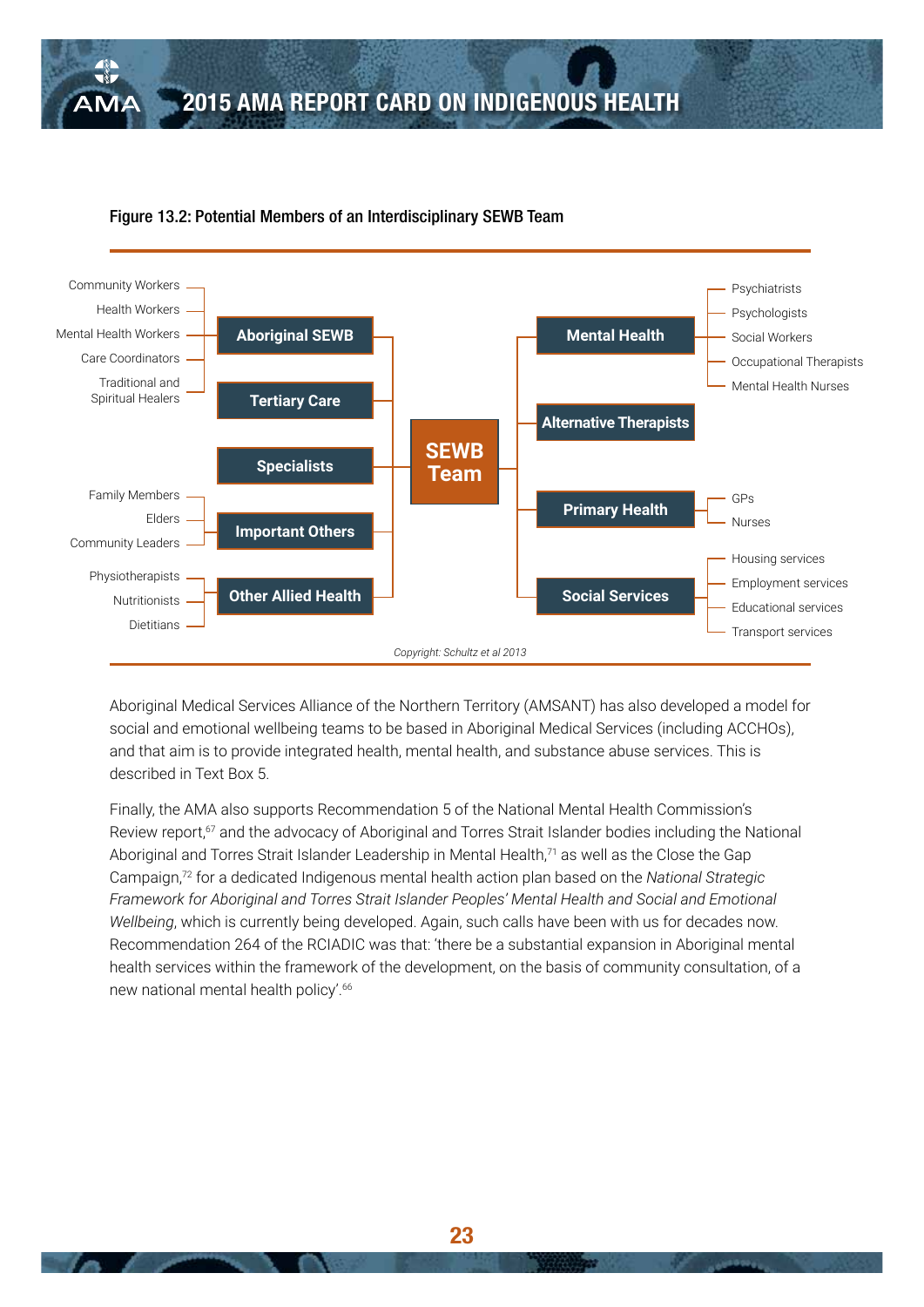**Figure 13.2: Potential Members of an Interdisciplinary SEWB Team**

**SEWB Team**

- **Aboriginal SEWB**
  - Community Workers
  - Health Workers
  - Mental Health Workers
  - Care Coordinators
  - Traditional and Spiritual Healers
- **Tertiary Care**
- **Specialists**
- **Important Others**
  - Family Members
  - Elders
  - Community Leaders
- **Other Allied Health**
  - Physiotherapists
  - Nutritionists
  - Dietitians
- **Mental Health**
  - Psychiatrists
  - Psychologists
  - Social Workers
  - Occupational Therapists
  - Mental Health Nurses
- **Alternative Therapists**
- **Primary Health**
  - GPs
  - Nurses
- **Social Services**
  - Housing services
  - Employment services
  - Educational services
  - Transport services

*Copyright: Schultz et al 2013*

Aboriginal Medical Services Alliance of the Northern Territory (AMSANT) has also developed a model for social and emotional wellbeing teams to be based in Aboriginal Medical Services (including ACCHOs), and that aim is to provide integrated health, mental health, and substance abuse services. This is described in Text Box 5.

Finally, the AMA also supports Recommendation 5 of the National Mental Health Commission's Review report,[67] and the advocacy of Aboriginal and Torres Strait Islander bodies including the National Aboriginal and Torres Strait Islander Leadership in Mental Health,[71] as well as the Close the Gap Campaign,[72] for a dedicated Indigenous mental health action plan based on the *National Strategic Framework for Aboriginal and Torres Strait Islander Peoples' Mental Health and Social and Emotional Wellbeing*, which is currently being developed. Again, such calls have been with us for decades now. Recommendation 264 of the RCIADIC was that: 'there be a substantial expansion in Aboriginal mental health services within the framework of the development, on the basis of community consultation, of a new national mental health policy'.[66]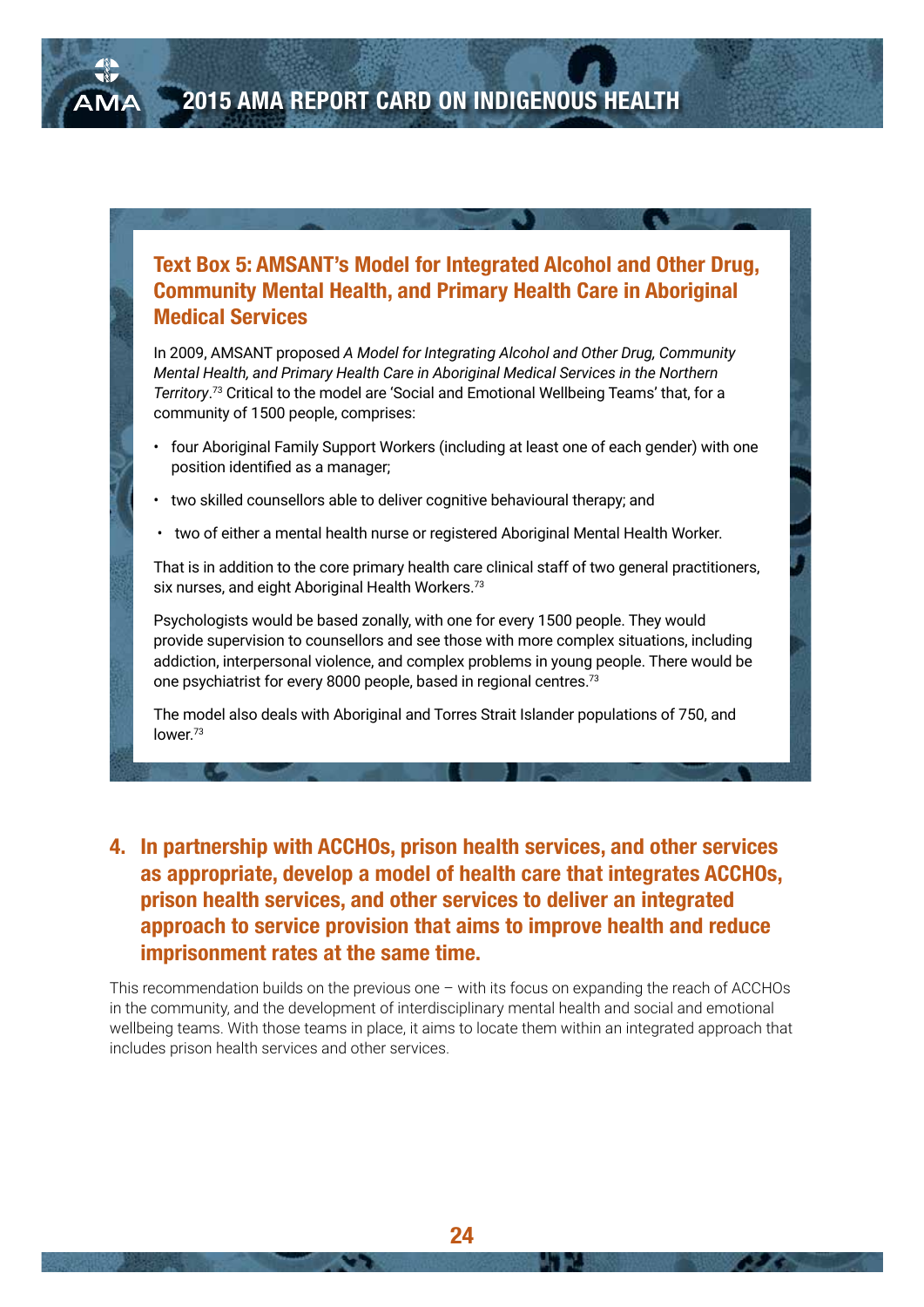### Text Box 5: AMSANT's Model for Integrated Alcohol and Other Drug, Community Mental Health, and Primary Health Care in Aboriginal Medical Services

In 2009, AMSANT proposed *A Model for Integrating Alcohol and Other Drug, Community Mental Health, and Primary Health Care in Aboriginal Medical Services in the Northern Territory*.[73] Critical to the model are 'Social and Emotional Wellbeing Teams' that, for a community of 1500 people, comprises:

- four Aboriginal Family Support Workers (including at least one of each gender) with one position identified as a manager;
- two skilled counsellors able to deliver cognitive behavioural therapy; and
- two of either a mental health nurse or registered Aboriginal Mental Health Worker.

That is in addition to the core primary health care clinical staff of two general practitioners, six nurses, and eight Aboriginal Health Workers.[73]

Psychologists would be based zonally, with one for every 1500 people. They would provide supervision to counsellors and see those with more complex situations, including addiction, interpersonal violence, and complex problems in young people. There would be one psychiatrist for every 8000 people, based in regional centres.[73]

The model also deals with Aboriginal and Torres Strait Islander populations of 750, and lower.[73]

## 4. In partnership with ACCHOs, prison health services, and other services as appropriate, develop a model of health care that integrates ACCHOs, prison health services, and other services to deliver an integrated approach to service provision that aims to improve health and reduce imprisonment rates at the same time.

This recommendation builds on the previous one – with its focus on expanding the reach of ACCHOs in the community, and the development of interdisciplinary mental health and social and emotional wellbeing teams. With those teams in place, it aims to locate them within an integrated approach that includes prison health services and other services.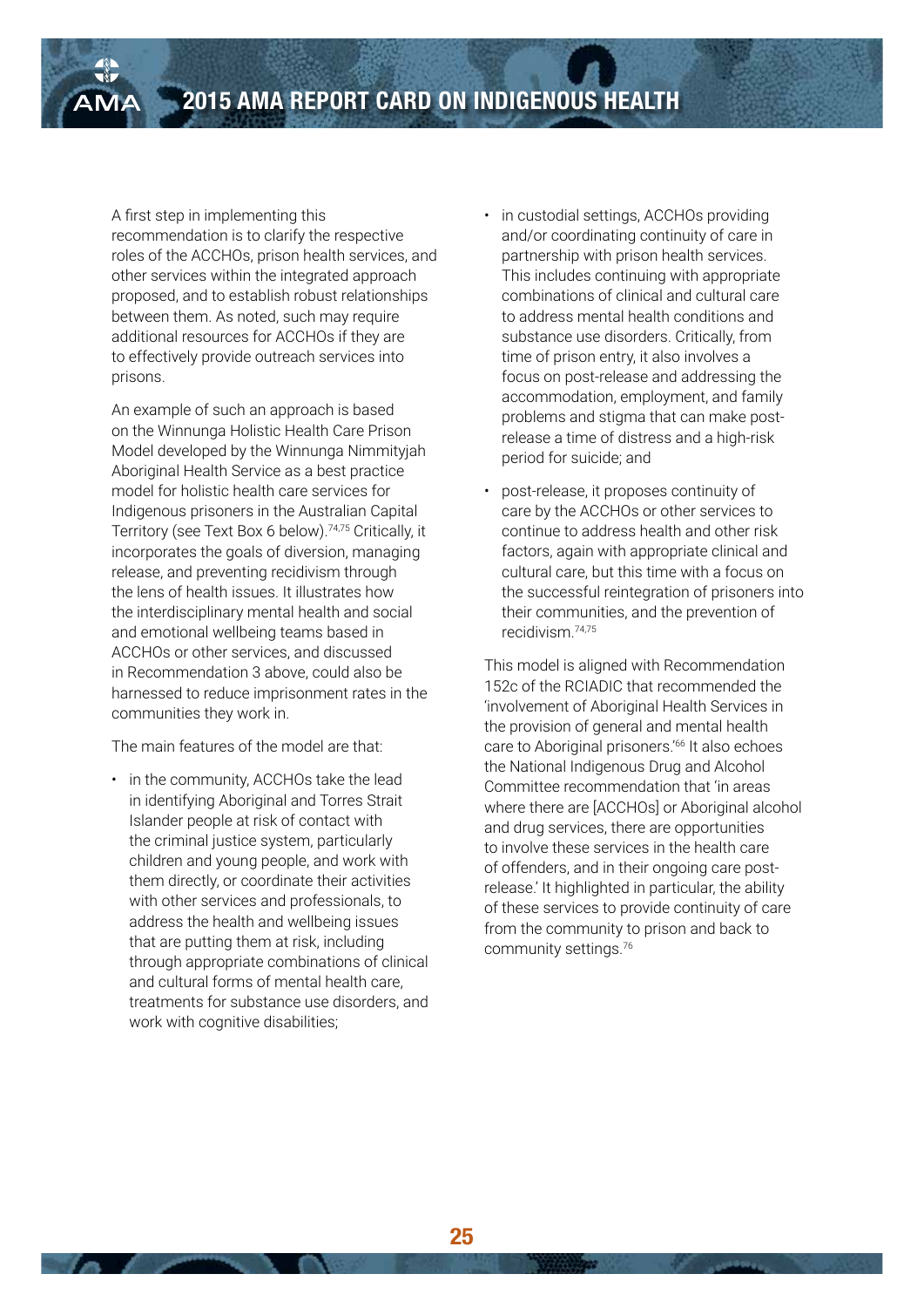A first step in implementing this recommendation is to clarify the respective roles of the ACCHOs, prison health services, and other services within the integrated approach proposed, and to establish robust relationships between them. As noted, such may require additional resources for ACCHOs if they are to effectively provide outreach services into prisons.

An example of such an approach is based on the Winnunga Holistic Health Care Prison Model developed by the Winnunga Nimmityjah Aboriginal Health Service as a best practice model for holistic health care services for Indigenous prisoners in the Australian Capital Territory (see Text Box 6 below).[74,75] Critically, it incorporates the goals of diversion, managing release, and preventing recidivism through the lens of health issues. It illustrates how the interdisciplinary mental health and social and emotional wellbeing teams based in ACCHOs or other services, and discussed in Recommendation 3 above, could also be harnessed to reduce imprisonment rates in the communities they work in.

The main features of the model are that:

- in the community, ACCHOs take the lead in identifying Aboriginal and Torres Strait Islander people at risk of contact with the criminal justice system, particularly children and young people, and work with them directly, or coordinate their activities with other services and professionals, to address the health and wellbeing issues that are putting them at risk, including through appropriate combinations of clinical and cultural forms of mental health care, treatments for substance use disorders, and work with cognitive disabilities;
- in custodial settings, ACCHOs providing and/or coordinating continuity of care in partnership with prison health services. This includes continuing with appropriate combinations of clinical and cultural care to address mental health conditions and substance use disorders. Critically, from time of prison entry, it also involves a focus on post-release and addressing the accommodation, employment, and family problems and stigma that can make post-release a time of distress and a high-risk period for suicide; and
- post-release, it proposes continuity of care by the ACCHOs or other services to continue to address health and other risk factors, again with appropriate clinical and cultural care, but this time with a focus on the successful reintegration of prisoners into their communities, and the prevention of recidivism.[74,75]

This model is aligned with Recommendation 152c of the RCIADIC that recommended the 'involvement of Aboriginal Health Services in the provision of general and mental health care to Aboriginal prisoners.'[66] It also echoes the National Indigenous Drug and Alcohol Committee recommendation that 'in areas where there are [ACCHOs] or Aboriginal alcohol and drug services, there are opportunities to involve these services in the health care of offenders, and in their ongoing care post-release.' It highlighted in particular, the ability of these services to provide continuity of care from the community to prison and back to community settings.[76]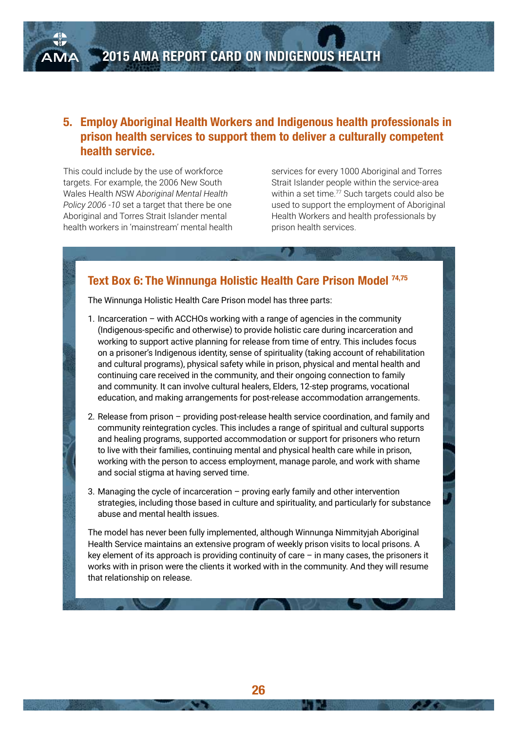## 5. Employ Aboriginal Health Workers and Indigenous health professionals in prison health services to support them to deliver a culturally competent health service.

This could include by the use of workforce targets. For example, the 2006 New South Wales Health *NSW Aboriginal Mental Health Policy 2006 -10* set a target that there be one Aboriginal and Torres Strait Islander mental health workers in 'mainstream' mental health services for every 1000 Aboriginal and Torres Strait Islander people within the service-area within a set time.[77] Such targets could also be used to support the employment of Aboriginal Health Workers and health professionals by prison health services.

### Text Box 6: The Winnunga Holistic Health Care Prison Model [74,75]

The Winnunga Holistic Health Care Prison model has three parts:

1. Incarceration – with ACCHOs working with a range of agencies in the community (Indigenous-specific and otherwise) to provide holistic care during incarceration and working to support active planning for release from time of entry. This includes focus on a prisoner's Indigenous identity, sense of spirituality (taking account of rehabilitation and cultural programs), physical safety while in prison, physical and mental health and continuing care received in the community, and their ongoing connection to family and community. It can involve cultural healers, Elders, 12-step programs, vocational education, and making arrangements for post-release accommodation arrangements.
2. Release from prison – providing post-release health service coordination, and family and community reintegration cycles. This includes a range of spiritual and cultural supports and healing programs, supported accommodation or support for prisoners who return to live with their families, continuing mental and physical health care while in prison, working with the person to access employment, manage parole, and work with shame and social stigma at having served time.
3. Managing the cycle of incarceration – proving early family and other intervention strategies, including those based in culture and spirituality, and particularly for substance abuse and mental health issues.

The model has never been fully implemented, although Winnunga Nimmityjah Aboriginal Health Service maintains an extensive program of weekly prison visits to local prisons. A key element of its approach is providing continuity of care – in many cases, the prisoners it works with in prison were the clients it worked with in the community. And they will resume that relationship on release.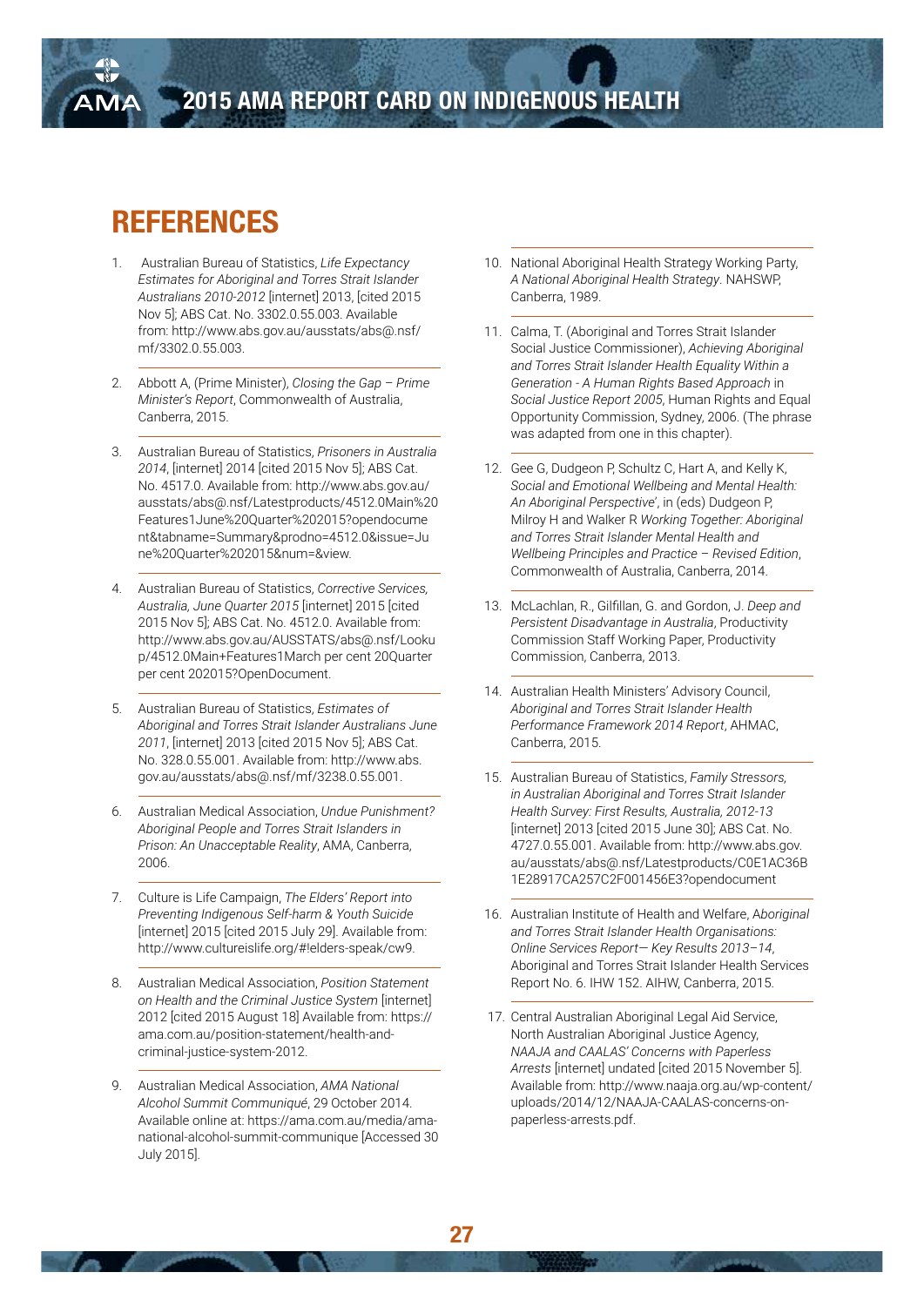# REFERENCES

1. Australian Bureau of Statistics, *Life Expectancy Estimates for Aboriginal and Torres Strait Islander Australians 2010-2012* [internet] 2013, [cited 2015 Nov 5]; ABS Cat. No. 3302.0.55.003. Available from: http://www.abs.gov.au/ausstats/abs@.nsf/mf/3302.0.55.003.

2. Abbott A, (Prime Minister), *Closing the Gap – Prime Minister's Report*, Commonwealth of Australia, Canberra, 2015.

3. Australian Bureau of Statistics, *Prisoners in Australia 2014*, [internet] 2014 [cited 2015 Nov 5]; ABS Cat. No. 4517.0. Available from: http://www.abs.gov.au/ausstats/abs@.nsf/Latestproducts/4512.0Main%20Features1June%20Quarter%202015?opendocument&tabname=Summary&prodno=4512.0&issue=June%20Quarter%202015&num=&view.

4. Australian Bureau of Statistics, *Corrective Services, Australia, June Quarter 2015* [internet] 2015 [cited 2015 Nov 5]; ABS Cat. No. 4512.0. Available from: http://www.abs.gov.au/AUSSTATS/abs@.nsf/Lookup/4512.0Main+Features1March per cent 20Quarter per cent 202015?OpenDocument.

5. Australian Bureau of Statistics, *Estimates of Aboriginal and Torres Strait Islander Australians June 2011*, [internet] 2013 [cited 2015 Nov 5]; ABS Cat. No. 328.0.55.001. Available from: http://www.abs.gov.au/ausstats/abs@.nsf/mf/3238.0.55.001.

6. Australian Medical Association, *Undue Punishment? Aboriginal People and Torres Strait Islanders in Prison: An Unacceptable Reality*, AMA, Canberra, 2006.

7. Culture is Life Campaign, *The Elders' Report into Preventing Indigenous Self-harm & Youth Suicide* [internet] 2015 [cited 2015 July 29]. Available from: http://www.cultureislife.org/#!elders-speak/cw9.

8. Australian Medical Association, *Position Statement on Health and the Criminal Justice System* [internet] 2012 [cited 2015 August 18] Available from: https://ama.com.au/position-statement/health-and-criminal-justice-system-2012.

9. Australian Medical Association, *AMA National Alcohol Summit Communiqué*, 29 October 2014. Available online at: https://ama.com.au/media/ama-national-alcohol-summit-communique [Accessed 30 July 2015].

10. National Aboriginal Health Strategy Working Party, *A National Aboriginal Health Strategy*. NAHSWP, Canberra, 1989.

11. Calma, T. (Aboriginal and Torres Strait Islander Social Justice Commissioner), *Achieving Aboriginal and Torres Strait Islander Health Equality Within a Generation - A Human Rights Based Approach* in *Social Justice Report 2005*, Human Rights and Equal Opportunity Commission, Sydney, 2006. (The phrase was adapted from one in this chapter).

12. Gee G, Dudgeon P, Schultz C, Hart A, and Kelly K, *Social and Emotional Wellbeing and Mental Health: An Aboriginal Perspective*', in (eds) Dudgeon P, Milroy H and Walker R *Working Together: Aboriginal and Torres Strait Islander Mental Health and Wellbeing Principles and Practice – Revised Edition*, Commonwealth of Australia, Canberra, 2014.

13. McLachlan, R., Gilfillan, G. and Gordon, J. *Deep and Persistent Disadvantage in Australia*, Productivity Commission Staff Working Paper, Productivity Commission, Canberra, 2013.

14. Australian Health Ministers' Advisory Council, *Aboriginal and Torres Strait Islander Health Performance Framework 2014 Report*, AHMAC, Canberra, 2015.

15. Australian Bureau of Statistics, *Family Stressors, in Australian Aboriginal and Torres Strait Islander Health Survey: First Results, Australia, 2012-13* [internet] 2013 [cited 2015 June 30]; ABS Cat. No. 4727.0.55.001. Available from: http://www.abs.gov.au/ausstats/abs@.nsf/Latestproducts/C0E1AC36B1E28917CA257C2F001456E3?opendocument

16. Australian Institute of Health and Welfare, *Aboriginal and Torres Strait Islander Health Organisations: Online Services Report— Key Results 2013–14*, Aboriginal and Torres Strait Islander Health Services Report No. 6. IHW 152. AIHW, Canberra, 2015.

17. Central Australian Aboriginal Legal Aid Service, North Australian Aboriginal Justice Agency, *NAAJA and CAALAS' Concerns with Paperless Arrests* [internet] undated [cited 2015 November 5]. Available from: http://www.naaja.org.au/wp-content/uploads/2014/12/NAAJA-CAALAS-concerns-on-paperless-arrests.pdf.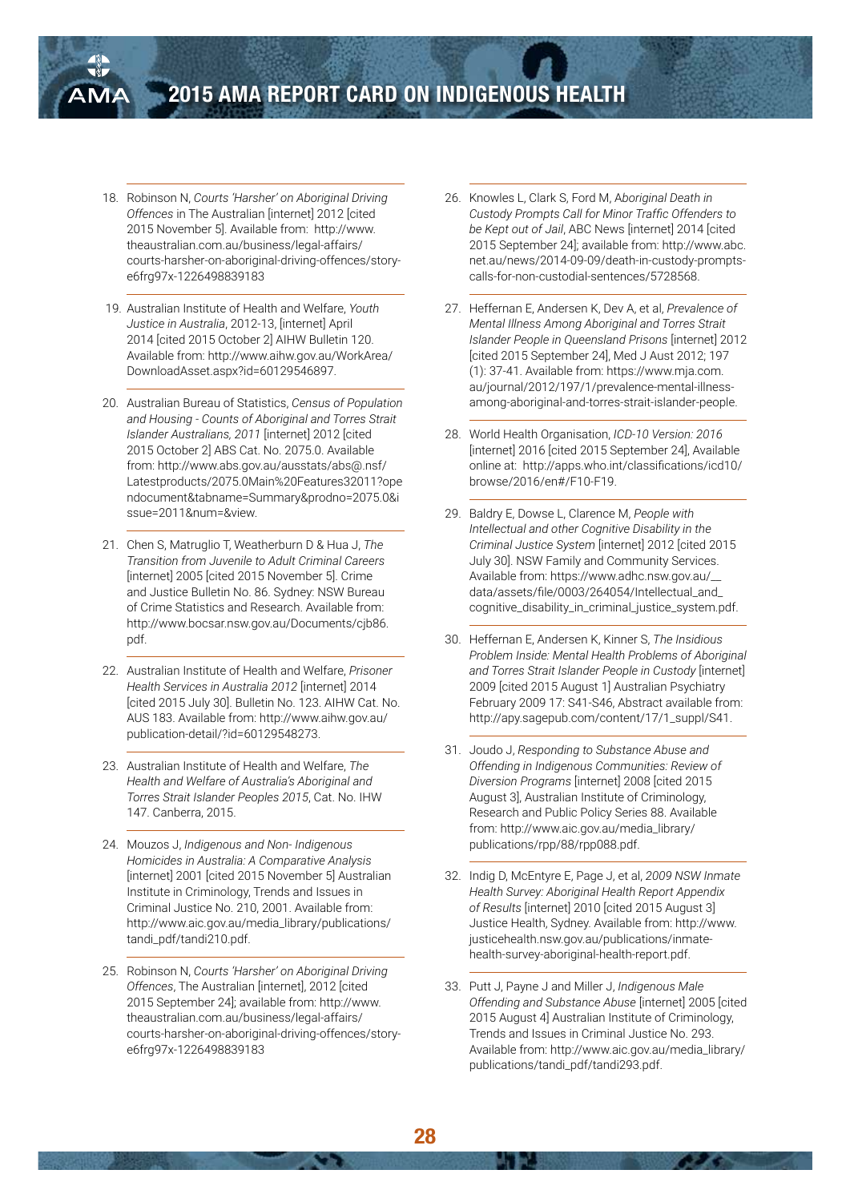18. Robinson N, *Courts 'Harsher' on Aboriginal Driving Offences* in The Australian [internet] 2012 [cited 2015 November 5]. Available from: http://www.theaustralian.com.au/business/legal-affairs/courts-harsher-on-aboriginal-driving-offences/story-e6frg97x-1226498839183

19. Australian Institute of Health and Welfare, *Youth Justice in Australia*, 2012-13, [internet] April 2014 [cited 2015 October 2] AIHW Bulletin 120. Available from: http://www.aihw.gov.au/WorkArea/DownloadAsset.aspx?id=60129546897.

20. Australian Bureau of Statistics, *Census of Population and Housing - Counts of Aboriginal and Torres Strait Islander Australians, 2011* [internet] 2012 [cited 2015 October 2] ABS Cat. No. 2075.0. Available from: http://www.abs.gov.au/ausstats/abs@.nsf/Latestproducts/2075.0Main%20Features32011?opendocument&tabname=Summary&prodno=2075.0&issue=2011&num=&view.

21. Chen S, Matruglio T, Weatherburn D & Hua J, *The Transition from Juvenile to Adult Criminal Careers* [internet] 2005 [cited 2015 November 5]. Crime and Justice Bulletin No. 86. Sydney: NSW Bureau of Crime Statistics and Research. Available from: http://www.bocsar.nsw.gov.au/Documents/cjb86.pdf.

22. Australian Institute of Health and Welfare, *Prisoner Health Services in Australia 2012* [internet] 2014 [cited 2015 July 30]. Bulletin No. 123. AIHW Cat. No. AUS 183. Available from: http://www.aihw.gov.au/publication-detail/?id=60129548273.

23. Australian Institute of Health and Welfare, *The Health and Welfare of Australia's Aboriginal and Torres Strait Islander Peoples 2015*, Cat. No. IHW 147. Canberra, 2015.

24. Mouzos J, *Indigenous and Non- Indigenous Homicides in Australia: A Comparative Analysis* [internet] 2001 [cited 2015 November 5] Australian Institute in Criminology, Trends and Issues in Criminal Justice No. 210, 2001. Available from: http://www.aic.gov.au/media_library/publications/tandi_pdf/tandi210.pdf.

25. Robinson N, *Courts 'Harsher' on Aboriginal Driving Offences*, The Australian [internet], 2012 [cited 2015 September 24]; available from: http://www.theaustralian.com.au/business/legal-affairs/courts-harsher-on-aboriginal-driving-offences/story-e6frg97x-1226498839183

26. Knowles L, Clark S, Ford M, *Aboriginal Death in Custody Prompts Call for Minor Traffic Offenders to be Kept out of Jail*, ABC News [internet] 2014 [cited 2015 September 24]; available from: http://www.abc.net.au/news/2014-09-09/death-in-custody-prompts-calls-for-non-custodial-sentences/5728568.

27. Heffernan E, Andersen K, Dev A, et al, *Prevalence of Mental Illness Among Aboriginal and Torres Strait Islander People in Queensland Prisons* [internet] 2012 [cited 2015 September 24], Med J Aust 2012; 197 (1): 37-41. Available from: https://www.mja.com.au/journal/2012/197/1/prevalence-mental-illness-among-aboriginal-and-torres-strait-islander-people.

28. World Health Organisation, *ICD-10 Version: 2016* [internet] 2016 [cited 2015 September 24], Available online at: http://apps.who.int/classifications/icd10/browse/2016/en#/F10-F19.

29. Baldry E, Dowse L, Clarence M, *People with Intellectual and other Cognitive Disability in the Criminal Justice System* [internet] 2012 [cited 2015 July 30]. NSW Family and Community Services. Available from: https://www.adhc.nsw.gov.au/__data/assets/file/0003/264054/Intellectual_and_cognitive_disability_in_criminal_justice_system.pdf.

30. Heffernan E, Andersen K, Kinner S, *The Insidious Problem Inside: Mental Health Problems of Aboriginal and Torres Strait Islander People in Custody* [internet] 2009 [cited 2015 August 1] Australian Psychiatry February 2009 17: S41-S46, Abstract available from: http://apy.sagepub.com/content/17/1_suppl/S41.

31. Joudo J, *Responding to Substance Abuse and Offending in Indigenous Communities: Review of Diversion Programs* [internet] 2008 [cited 2015 August 3], Australian Institute of Criminology, Research and Public Policy Series 88. Available from: http://www.aic.gov.au/media_library/publications/rpp/88/rpp088.pdf.

32. Indig D, McEntyre E, Page J, et al, *2009 NSW Inmate Health Survey: Aboriginal Health Report Appendix of Results* [internet] 2010 [cited 2015 August 3] Justice Health, Sydney. Available from: http://www.justicehealth.nsw.gov.au/publications/inmate-health-survey-aboriginal-health-report.pdf.

33. Putt J, Payne J and Miller J, *Indigenous Male Offending and Substance Abuse* [internet] 2005 [cited 2015 August 4] Australian Institute of Criminology, Trends and Issues in Criminal Justice No. 293. Available from: http://www.aic.gov.au/media_library/publications/tandi_pdf/tandi293.pdf.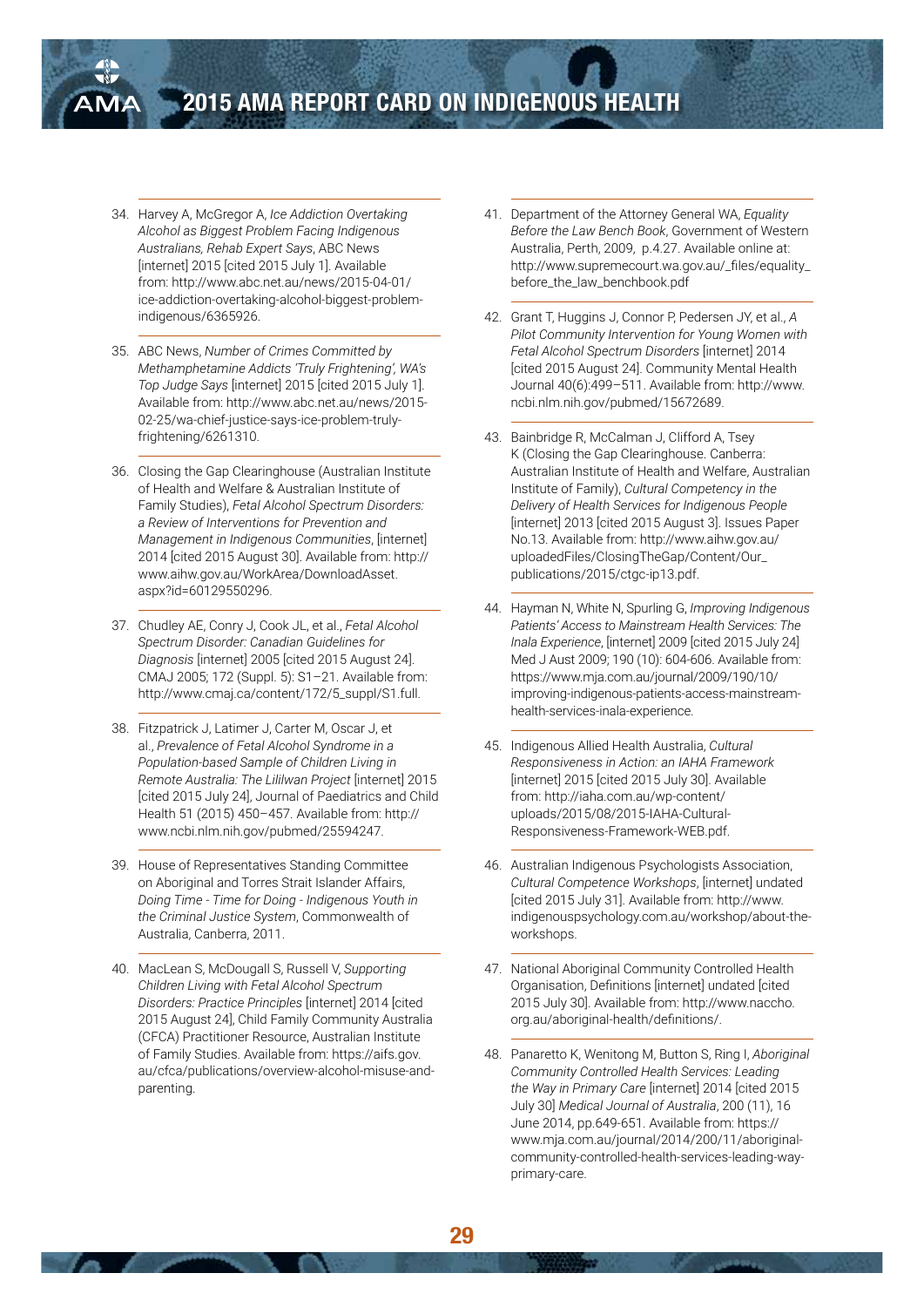34. Harvey A, McGregor A, *Ice Addiction Overtaking Alcohol as Biggest Problem Facing Indigenous Australians, Rehab Expert Says*, ABC News [internet] 2015 [cited 2015 July 1]. Available from: http://www.abc.net.au/news/2015-04-01/ice-addiction-overtaking-alcohol-biggest-problem-indigenous/6365926.

35. ABC News, *Number of Crimes Committed by Methamphetamine Addicts 'Truly Frightening', WA's Top Judge Says* [internet] 2015 [cited 2015 July 1]. Available from: http://www.abc.net.au/news/2015-02-25/wa-chief-justice-says-ice-problem-truly-frightening/6261310.

36. Closing the Gap Clearinghouse (Australian Institute of Health and Welfare & Australian Institute of Family Studies), *Fetal Alcohol Spectrum Disorders: a Review of Interventions for Prevention and Management in Indigenous Communities*, [internet] 2014 [cited 2015 August 30]. Available from: http://www.aihw.gov.au/WorkArea/DownloadAsset.aspx?id=60129550296.

37. Chudley AE, Conry J, Cook JL, et al., *Fetal Alcohol Spectrum Disorder: Canadian Guidelines for Diagnosis* [internet] 2005 [cited 2015 August 24]. CMAJ 2005; 172 (Suppl. 5): S1–21. Available from: http://www.cmaj.ca/content/172/5_suppl/S1.full.

38. Fitzpatrick J, Latimer J, Carter M, Oscar J, et al., *Prevalence of Fetal Alcohol Syndrome in a Population-based Sample of Children Living in Remote Australia: The Lililwan Project* [internet] 2015 [cited 2015 July 24], Journal of Paediatrics and Child Health 51 (2015) 450–457. Available from: http://www.ncbi.nlm.nih.gov/pubmed/25594247.

39. House of Representatives Standing Committee on Aboriginal and Torres Strait Islander Affairs, *Doing Time - Time for Doing - Indigenous Youth in the Criminal Justice System*, Commonwealth of Australia, Canberra, 2011.

40. MacLean S, McDougall S, Russell V, *Supporting Children Living with Fetal Alcohol Spectrum Disorders: Practice Principles* [internet] 2014 [cited 2015 August 24], Child Family Community Australia (CFCA) Practitioner Resource, Australian Institute of Family Studies. Available from: https://aifs.gov.au/cfca/publications/overview-alcohol-misuse-and-parenting.

41. Department of the Attorney General WA, *Equality Before the Law Bench Book*, Government of Western Australia, Perth, 2009, p.4.27. Available online at: http://www.supremecourt.wa.gov.au/_files/equality_before_the_law_benchbook.pdf

42. Grant T, Huggins J, Connor P, Pedersen JY, et al., *A Pilot Community Intervention for Young Women with Fetal Alcohol Spectrum Disorders* [internet] 2014 [cited 2015 August 24]. Community Mental Health Journal 40(6):499–511. Available from: http://www.ncbi.nlm.nih.gov/pubmed/15672689.

43. Bainbridge R, McCalman J, Clifford A, Tsey K (Closing the Gap Clearinghouse. Canberra: Australian Institute of Health and Welfare, Australian Institute of Family), *Cultural Competency in the Delivery of Health Services for Indigenous People* [internet] 2013 [cited 2015 August 3]. Issues Paper No.13. Available from: http://www.aihw.gov.au/uploadedFiles/ClosingTheGap/Content/Our_publications/2015/ctgc-ip13.pdf.

44. Hayman N, White N, Spurling G, *Improving Indigenous Patients' Access to Mainstream Health Services: The Inala Experience*, [internet] 2009 [cited 2015 July 24] Med J Aust 2009; 190 (10): 604-606. Available from: https://www.mja.com.au/journal/2009/190/10/improving-indigenous-patients-access-mainstream-health-services-inala-experience.

45. Indigenous Allied Health Australia, *Cultural Responsiveness in Action: an IAHA Framework* [internet] 2015 [cited 2015 July 30]. Available from: http://iaha.com.au/wp-content/uploads/2015/08/2015-IAHA-Cultural-Responsiveness-Framework-WEB.pdf.

46. Australian Indigenous Psychologists Association, *Cultural Competence Workshops*, [internet] undated [cited 2015 July 31]. Available from: http://www.indigenouspsychology.com.au/workshop/about-the-workshops.

47. National Aboriginal Community Controlled Health Organisation, Definitions [internet] undated [cited 2015 July 30]. Available from: http://www.naccho.org.au/aboriginal-health/definitions/.

48. Panaretto K, Wenitong M, Button S, Ring I, *Aboriginal Community Controlled Health Services: Leading the Way in Primary Care* [internet] 2014 [cited 2015 July 30] *Medical Journal of Australia*, 200 (11), 16 June 2014, pp.649-651. Available from: https://www.mja.com.au/journal/2014/200/11/aboriginal-community-controlled-health-services-leading-way-primary-care.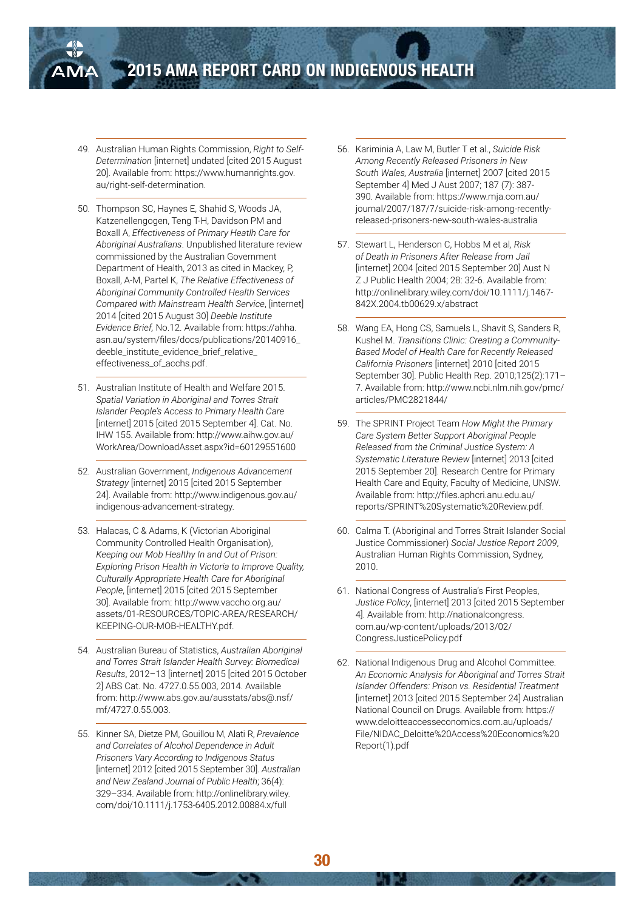49. Australian Human Rights Commission, *Right to Self-Determination* [internet] undated [cited 2015 August 20]. Available from: https://www.humanrights.gov.au/right-self-determination.

50. Thompson SC, Haynes E, Shahid S, Woods JA, Katzenellengogen, Teng T-H, Davidson PM and Boxall A, *Effectiveness of Primary Heatlh Care for Aboriginal Australians*. Unpublished literature review commissioned by the Australian Government Department of Health, 2013 as cited in Mackey, P, Boxall, A-M, Partel K, *The Relative Effectiveness of Aboriginal Community Controlled Health Services Compared with Mainstream Health Service*, [internet] 2014 [cited 2015 August 30] *Deeble Institute Evidence Brief,* No.12. Available from: https://ahha.asn.au/system/files/docs/publications/20140916_deeble_institute_evidence_brief_relative_effectiveness_of_acchs.pdf.

51. Australian Institute of Health and Welfare 2015. *Spatial Variation in Aboriginal and Torres Strait Islander People's Access to Primary Health Care* [internet] 2015 [cited 2015 September 4]. Cat. No. IHW 155. Available from: http://www.aihw.gov.au/WorkArea/DownloadAsset.aspx?id=60129551600

52. Australian Government, *Indigenous Advancement Strategy* [internet] 2015 [cited 2015 September 24]. Available from: http://www.indigenous.gov.au/indigenous-advancement-strategy.

53. Halacas, C & Adams, K (Victorian Aboriginal Community Controlled Health Organisation), *Keeping our Mob Healthy In and Out of Prison: Exploring Prison Health in Victoria to Improve Quality, Culturally Appropriate Health Care for Aboriginal People*, [internet] 2015 [cited 2015 September 30]. Available from: http://www.vaccho.org.au/assets/01-RESOURCES/TOPIC-AREA/RESEARCH/KEEPING-OUR-MOB-HEALTHY.pdf.

54. Australian Bureau of Statistics, *Australian Aboriginal and Torres Strait Islander Health Survey: Biomedical Results*, 2012–13 [internet] 2015 [cited 2015 October 2] ABS Cat. No. 4727.0.55.003, 2014. Available from: http://www.abs.gov.au/ausstats/abs@.nsf/mf/4727.0.55.003.

55. Kinner SA, Dietze PM, Gouillou M, Alati R, *Prevalence and Correlates of Alcohol Dependence in Adult Prisoners Vary According to Indigenous Status* [internet] 2012 [cited 2015 September 30]. *Australian and New Zealand Journal of Public Health*; 36(4): 329–334. Available from: http://onlinelibrary.wiley.com/doi/10.1111/j.1753-6405.2012.00884.x/full

56. Kariminia A, Law M, Butler T et al., *Suicide Risk Among Recently Released Prisoners in New South Wales, Australia* [internet] 2007 [cited 2015 September 4] Med J Aust 2007; 187 (7): 387-390. Available from: https://www.mja.com.au/journal/2007/187/7/suicide-risk-among-recently-released-prisoners-new-south-wales-australia

57. Stewart L, Henderson C, Hobbs M et al, *Risk of Death in Prisoners After Release from Jail* [internet] 2004 [cited 2015 September 20] Aust N Z J Public Health 2004; 28: 32-6. Available from: http://onlinelibrary.wiley.com/doi/10.1111/j.1467-842X.2004.tb00629.x/abstract

58. Wang EA, Hong CS, Samuels L, Shavit S, Sanders R, Kushel M. *Transitions Clinic: Creating a Community-Based Model of Health Care for Recently Released California Prisoners* [internet] 2010 [cited 2015 September 30]. Public Health Rep. 2010;125(2):171–7. Available from: http://www.ncbi.nlm.nih.gov/pmc/articles/PMC2821844/

59. The SPRINT Project Team *How Might the Primary Care System Better Support Aboriginal People Released from the Criminal Justice System: A Systematic Literature Review* [internet] 2013 [cited 2015 September 20]. Research Centre for Primary Health Care and Equity, Faculty of Medicine, UNSW. Available from: http://files.aphcri.anu.edu.au/reports/SPRINT%20Systematic%20Review.pdf.

60. Calma T. (Aboriginal and Torres Strait Islander Social Justice Commissioner) *Social Justice Report 2009*, Australian Human Rights Commission, Sydney, 2010.

61. National Congress of Australia's First Peoples, *Justice Policy*, [internet] 2013 [cited 2015 September 4]. Available from: http://nationalcongress.com.au/wp-content/uploads/2013/02/CongressJusticePolicy.pdf

62. National Indigenous Drug and Alcohol Committee. *An Economic Analysis for Aboriginal and Torres Strait Islander Offenders: Prison vs. Residential Treatment* [internet] 2013 [cited 2015 September 24] Australian National Council on Drugs. Available from: https://www.deloitteaccesseconomics.com.au/uploads/File/NIDAC_Deloitte%20Access%20Economics%20Report(1).pdf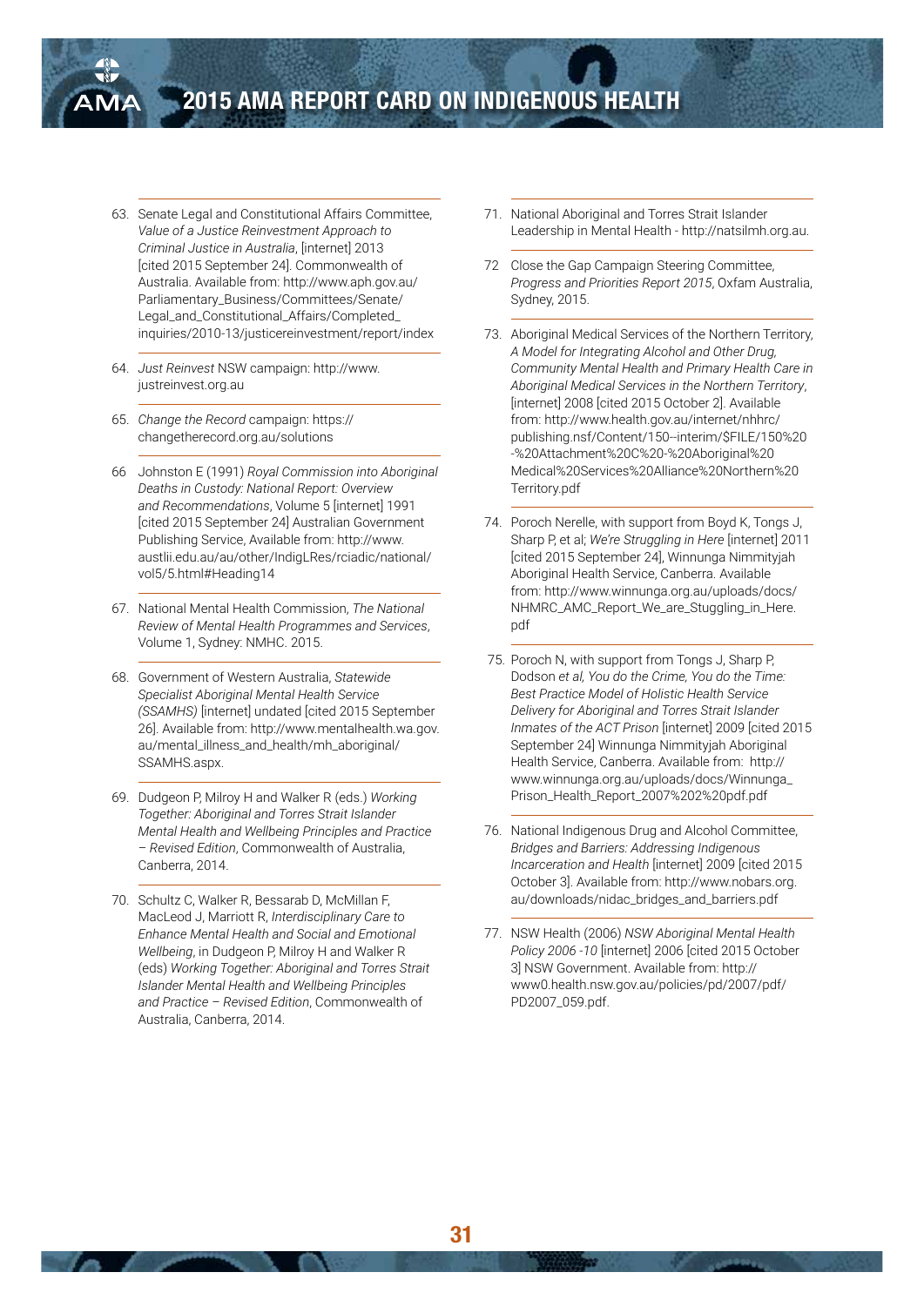63. Senate Legal and Constitutional Affairs Committee, *Value of a Justice Reinvestment Approach to Criminal Justice in Australia*, [internet] 2013 [cited 2015 September 24]. Commonwealth of Australia. Available from: http://www.aph.gov.au/Parliamentary_Business/Committees/Senate/Legal_and_Constitutional_Affairs/Completed_inquiries/2010-13/justicereinvestment/report/index

64. *Just Reinvest* NSW campaign: http://www.justreinvest.org.au

65. *Change the Record* campaign: https://changetherecord.org.au/solutions

66 Johnston E (1991) *Royal Commission into Aboriginal Deaths in Custody: National Report: Overview and Recommendations*, Volume 5 [internet] 1991 [cited 2015 September 24] Australian Government Publishing Service, Available from: http://www.austlii.edu.au/au/other/IndigLRes/rciadic/national/vol5/5.html#Heading14

67. National Mental Health Commission, *The National Review of Mental Health Programmes and Services*, Volume 1, Sydney: NMHC. 2015.

68. Government of Western Australia, *Statewide Specialist Aboriginal Mental Health Service (SSAMHS)* [internet] undated [cited 2015 September 26]. Available from: http://www.mentalhealth.wa.gov.au/mental_illness_and_health/mh_aboriginal/SSAMHS.aspx.

69. Dudgeon P, Milroy H and Walker R (eds.) *Working Together: Aboriginal and Torres Strait Islander Mental Health and Wellbeing Principles and Practice – Revised Edition*, Commonwealth of Australia, Canberra, 2014.

70. Schultz C, Walker R, Bessarab D, McMillan F, MacLeod J, Marriott R, *Interdisciplinary Care to Enhance Mental Health and Social and Emotional Wellbeing*, in Dudgeon P, Milroy H and Walker R (eds) *Working Together: Aboriginal and Torres Strait Islander Mental Health and Wellbeing Principles and Practice – Revised Edition*, Commonwealth of Australia, Canberra, 2014.

71. National Aboriginal and Torres Strait Islander Leadership in Mental Health - http://natsilmh.org.au.

72 Close the Gap Campaign Steering Committee, *Progress and Priorities Report 2015*, Oxfam Australia, Sydney, 2015.

73. Aboriginal Medical Services of the Northern Territory, *A Model for Integrating Alcohol and Other Drug, Community Mental Health and Primary Health Care in Aboriginal Medical Services in the Northern Territory*, [internet] 2008 [cited 2015 October 2]. Available from: http://www.health.gov.au/internet/nhhrc/publishing.nsf/Content/150--interim/$FILE/150%20-%20Attachment%20C%20-%20Aboriginal%20Medical%20Services%20Alliance%20Northern%20Territory.pdf

74. Poroch Nerelle, with support from Boyd K, Tongs J, Sharp P, et al; *We're Struggling in Here* [internet] 2011 [cited 2015 September 24], Winnunga Nimmityjah Aboriginal Health Service, Canberra. Available from: http://www.winnunga.org.au/uploads/docs/NHMRC_AMC_Report_We_are_Stuggling_in_Here.pdf

75. Poroch N, with support from Tongs J, Sharp P, Dodson *et al*, *You do the Crime, You do the Time: Best Practice Model of Holistic Health Service Delivery for Aboriginal and Torres Strait Islander Inmates of the ACT Prison* [internet] 2009 [cited 2015 September 24] Winnunga Nimmityjah Aboriginal Health Service, Canberra. Available from: http://www.winnunga.org.au/uploads/docs/Winnunga_Prison_Health_Report_2007%202%20pdf.pdf

76. National Indigenous Drug and Alcohol Committee, *Bridges and Barriers: Addressing Indigenous Incarceration and Health* [internet] 2009 [cited 2015 October 3]. Available from: http://www.nobars.org.au/downloads/nidac_bridges_and_barriers.pdf

77. NSW Health (2006) *NSW Aboriginal Mental Health Policy 2006 -10* [internet] 2006 [cited 2015 October 3] NSW Government. Available from: http://www0.health.nsw.gov.au/policies/pd/2007/pdf/PD2007_059.pdf.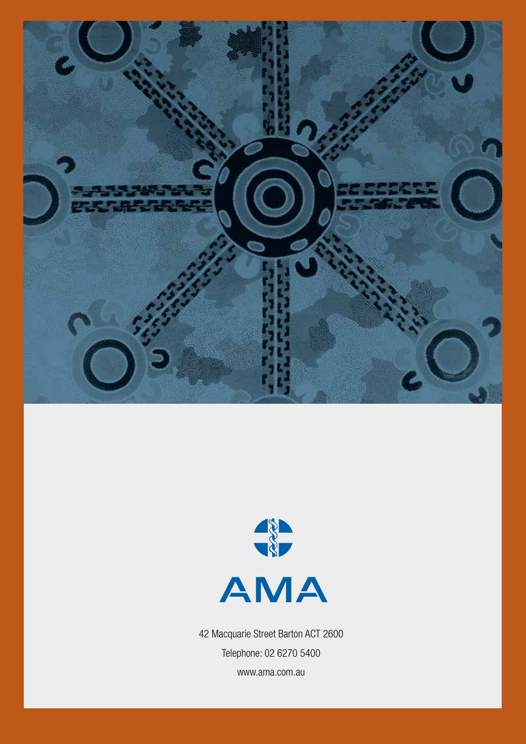AMA

42 Macquarie Street Barton ACT 2600

Telephone: 02 6270 5400

www.ama.com.au